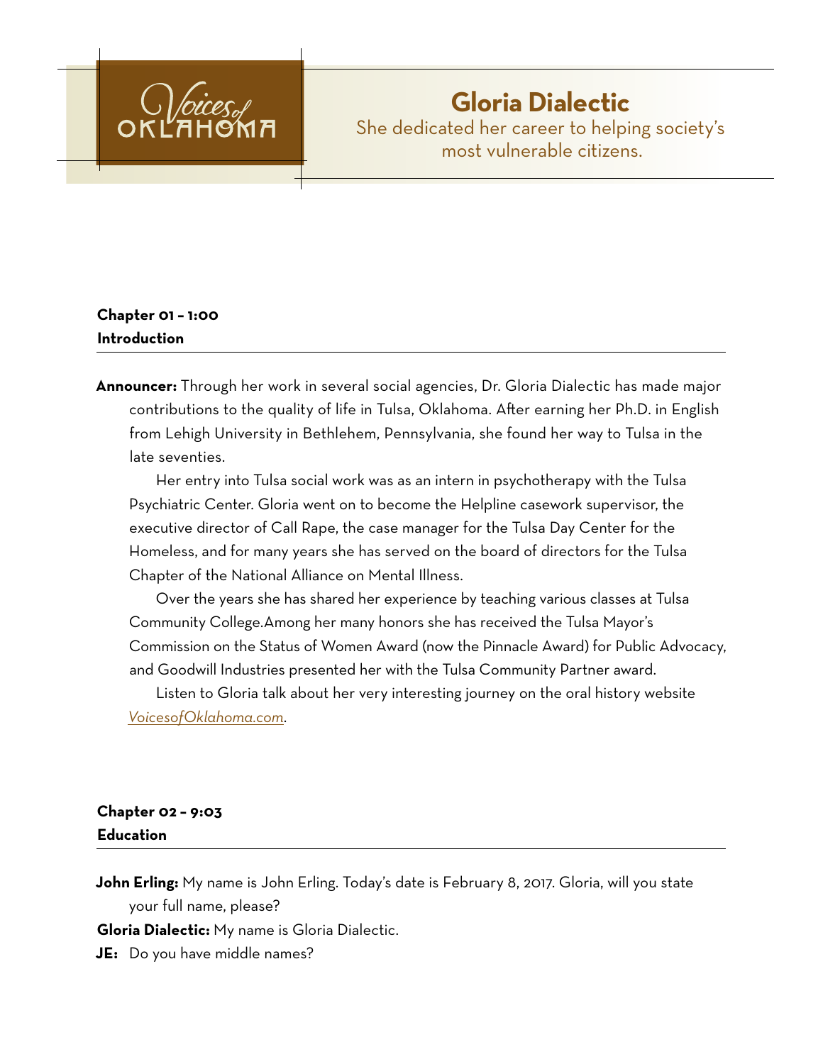Voices of Oklahoma

# Gloria Dialectic

She dedicated her career to helping society's most vulnerable citizens.

## Chapter 01 – 1:00
## Introduction

**Announcer:** Through her work in several social agencies, Dr. Gloria Dialectic has made major contributions to the quality of life in Tulsa, Oklahoma. After earning her Ph.D. in English from Lehigh University in Bethlehem, Pennsylvania, she found her way to Tulsa in the late seventies.

Her entry into Tulsa social work was as an intern in psychotherapy with the Tulsa Psychiatric Center. Gloria went on to become the Helpline casework supervisor, the executive director of Call Rape, the case manager for the Tulsa Day Center for the Homeless, and for many years she has served on the board of directors for the Tulsa Chapter of the National Alliance on Mental Illness.

Over the years she has shared her experience by teaching various classes at Tulsa Community College.Among her many honors she has received the Tulsa Mayor's Commission on the Status of Women Award (now the Pinnacle Award) for Public Advocacy, and Goodwill Industries presented her with the Tulsa Community Partner award.

Listen to Gloria talk about her very interesting journey on the oral history website *VoicesofOklahoma.com*.

## Chapter 02 – 9:03
## Education

**John Erling:** My name is John Erling. Today's date is February 8, 2017. Gloria, will you state your full name, please?

**Gloria Dialectic:** My name is Gloria Dialectic.

**JE:** Do you have middle names?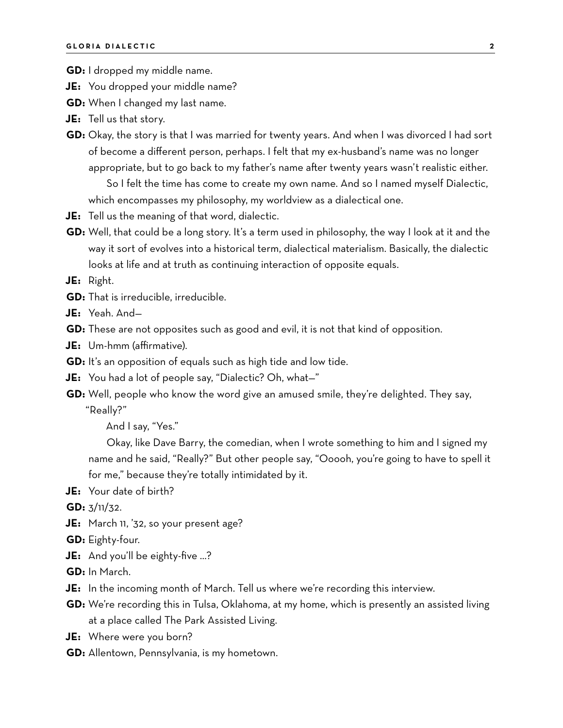**GD:** I dropped my middle name.

**JE:** You dropped your middle name?

**GD:** When I changed my last name.

**JE:** Tell us that story.

**GD:** Okay, the story is that I was married for twenty years. And when I was divorced I had sort of become a different person, perhaps. I felt that my ex-husband's name was no longer appropriate, but to go back to my father's name after twenty years wasn't realistic either.

So I felt the time has come to create my own name. And so I named myself Dialectic, which encompasses my philosophy, my worldview as a dialectical one.

**JE:** Tell us the meaning of that word, dialectic.

**GD:** Well, that could be a long story. It's a term used in philosophy, the way I look at it and the way it sort of evolves into a historical term, dialectical materialism. Basically, the dialectic looks at life and at truth as continuing interaction of opposite equals.

**JE:** Right.

**GD:** That is irreducible, irreducible.

**JE:** Yeah. And—

**GD:** These are not opposites such as good and evil, it is not that kind of opposition.

**JE:** Um-hmm (affirmative).

**GD:** It's an opposition of equals such as high tide and low tide.

**JE:** You had a lot of people say, "Dialectic? Oh, what—"

**GD:** Well, people who know the word give an amused smile, they're delighted. They say, "Really?"

And I say, "Yes."

Okay, like Dave Barry, the comedian, when I wrote something to him and I signed my name and he said, "Really?" But other people say, "Ooooh, you're going to have to spell it for me," because they're totally intimidated by it.

**JE:** Your date of birth?

**GD:** 3/11/32.

**JE:** March 11, '32, so your present age?

**GD:** Eighty-four.

**JE:** And you'll be eighty-five …?

**GD:** In March.

**JE:** In the incoming month of March. Tell us where we're recording this interview.

**GD:** We're recording this in Tulsa, Oklahoma, at my home, which is presently an assisted living at a place called The Park Assisted Living.

**JE:** Where were you born?

**GD:** Allentown, Pennsylvania, is my hometown.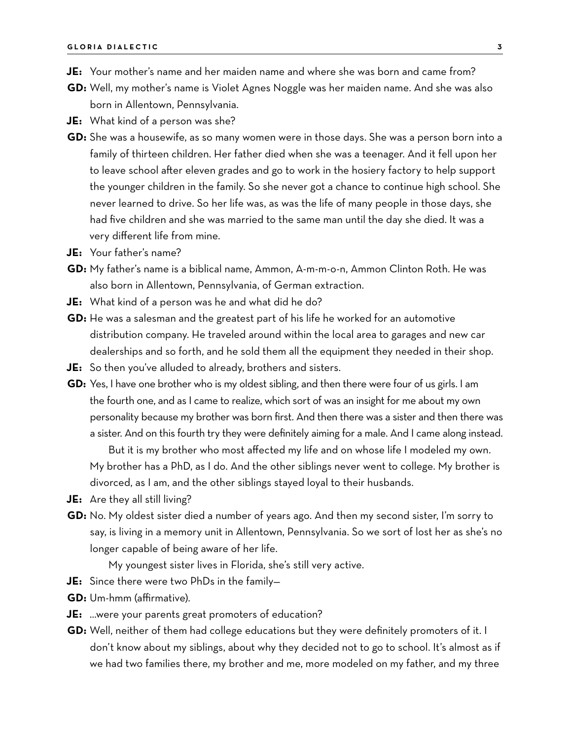**JE:** Your mother's name and her maiden name and where she was born and came from?

**GD:** Well, my mother's name is Violet Agnes Noggle was her maiden name. And she was also born in Allentown, Pennsylvania.

**JE:** What kind of a person was she?

**GD:** She was a housewife, as so many women were in those days. She was a person born into a family of thirteen children. Her father died when she was a teenager. And it fell upon her to leave school after eleven grades and go to work in the hosiery factory to help support the younger children in the family. So she never got a chance to continue high school. She never learned to drive. So her life was, as was the life of many people in those days, she had five children and she was married to the same man until the day she died. It was a very different life from mine.

**JE:** Your father's name?

**GD:** My father's name is a biblical name, Ammon, A-m-m-o-n, Ammon Clinton Roth. He was also born in Allentown, Pennsylvania, of German extraction.

**JE:** What kind of a person was he and what did he do?

**GD:** He was a salesman and the greatest part of his life he worked for an automotive distribution company. He traveled around within the local area to garages and new car dealerships and so forth, and he sold them all the equipment they needed in their shop.

**JE:** So then you've alluded to already, brothers and sisters.

**GD:** Yes, I have one brother who is my oldest sibling, and then there were four of us girls. I am the fourth one, and as I came to realize, which sort of was an insight for me about my own personality because my brother was born first. And then there was a sister and then there was a sister. And on this fourth try they were definitely aiming for a male. And I came along instead.

But it is my brother who most affected my life and on whose life I modeled my own. My brother has a PhD, as I do. And the other siblings never went to college. My brother is divorced, as I am, and the other siblings stayed loyal to their husbands.

**JE:** Are they all still living?

**GD:** No. My oldest sister died a number of years ago. And then my second sister, I'm sorry to say, is living in a memory unit in Allentown, Pennsylvania. So we sort of lost her as she's no longer capable of being aware of her life.

My youngest sister lives in Florida, she's still very active.

**JE:** Since there were two PhDs in the family—

**GD:** Um-hmm (affirmative).

**JE:** …were your parents great promoters of education?

**GD:** Well, neither of them had college educations but they were definitely promoters of it. I don't know about my siblings, about why they decided not to go to school. It's almost as if we had two families there, my brother and me, more modeled on my father, and my three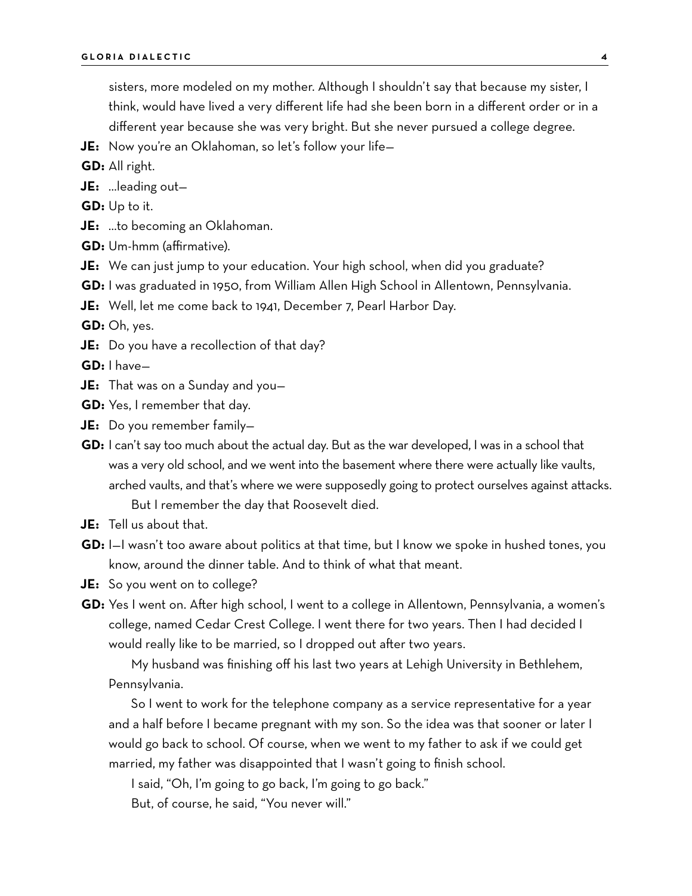sisters, more modeled on my mother. Although I shouldn't say that because my sister, I think, would have lived a very different life had she been born in a different order or in a different year because she was very bright. But she never pursued a college degree.

**JE:** Now you're an Oklahoman, so let's follow your life—

**GD:** All right.

**JE:** …leading out—

**GD:** Up to it.

**JE:** …to becoming an Oklahoman.

**GD:** Um-hmm (affirmative).

**JE:** We can just jump to your education. Your high school, when did you graduate?

**GD:** I was graduated in 1950, from William Allen High School in Allentown, Pennsylvania.

**JE:** Well, let me come back to 1941, December 7, Pearl Harbor Day.

**GD:** Oh, yes.

**JE:** Do you have a recollection of that day?

**GD:** I have—

**JE:** That was on a Sunday and you—

**GD:** Yes, I remember that day.

**JE:** Do you remember family—

**GD:** I can't say too much about the actual day. But as the war developed, I was in a school that was a very old school, and we went into the basement where there were actually like vaults, arched vaults, and that's where we were supposedly going to protect ourselves against attacks.

But I remember the day that Roosevelt died.

**JE:** Tell us about that.

**GD:** I—I wasn't too aware about politics at that time, but I know we spoke in hushed tones, you know, around the dinner table. And to think of what that meant.

**JE:** So you went on to college?

**GD:** Yes I went on. After high school, I went to a college in Allentown, Pennsylvania, a women's college, named Cedar Crest College. I went there for two years. Then I had decided I would really like to be married, so I dropped out after two years.

My husband was finishing off his last two years at Lehigh University in Bethlehem, Pennsylvania.

So I went to work for the telephone company as a service representative for a year and a half before I became pregnant with my son. So the idea was that sooner or later I would go back to school. Of course, when we went to my father to ask if we could get married, my father was disappointed that I wasn't going to finish school.

I said, "Oh, I'm going to go back, I'm going to go back."

But, of course, he said, "You never will."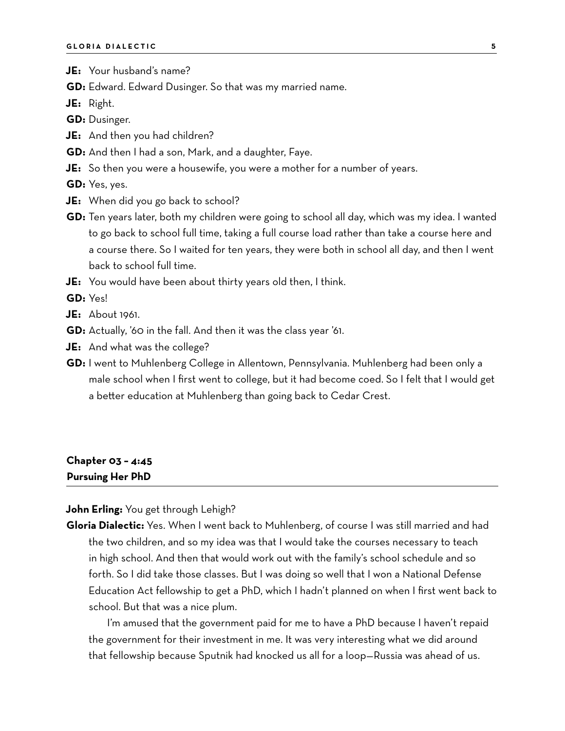**JE:** Your husband's name?

**GD:** Edward. Edward Dusinger. So that was my married name.

**JE:** Right.

**GD:** Dusinger.

**JE:** And then you had children?

**GD:** And then I had a son, Mark, and a daughter, Faye.

**JE:** So then you were a housewife, you were a mother for a number of years.

**GD:** Yes, yes.

**JE:** When did you go back to school?

**GD:** Ten years later, both my children were going to school all day, which was my idea. I wanted to go back to school full time, taking a full course load rather than take a course here and a course there. So I waited for ten years, they were both in school all day, and then I went back to school full time.

**JE:** You would have been about thirty years old then, I think.

**GD:** Yes!

**JE:** About 1961.

**GD:** Actually, '60 in the fall. And then it was the class year '61.

**JE:** And what was the college?

**GD:** I went to Muhlenberg College in Allentown, Pennsylvania. Muhlenberg had been only a male school when I first went to college, but it had become coed. So I felt that I would get a better education at Muhlenberg than going back to Cedar Crest.

## Chapter 03 – 4:45
## Pursuing Her PhD

**John Erling:** You get through Lehigh?

**Gloria Dialectic:** Yes. When I went back to Muhlenberg, of course I was still married and had the two children, and so my idea was that I would take the courses necessary to teach in high school. And then that would work out with the family's school schedule and so forth. So I did take those classes. But I was doing so well that I won a National Defense Education Act fellowship to get a PhD, which I hadn't planned on when I first went back to school. But that was a nice plum.

I'm amused that the government paid for me to have a PhD because I haven't repaid the government for their investment in me. It was very interesting what we did around that fellowship because Sputnik had knocked us all for a loop—Russia was ahead of us.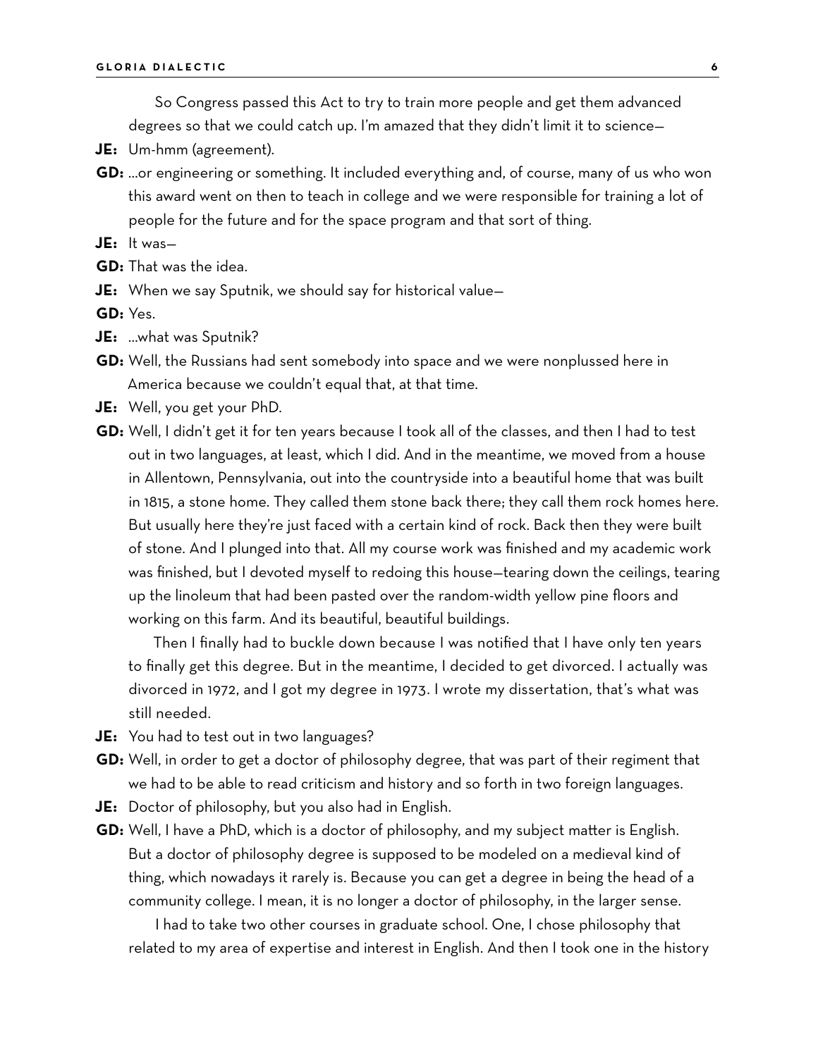So Congress passed this Act to try to train more people and get them advanced degrees so that we could catch up. I'm amazed that they didn't limit it to science—

**JE:** Um-hmm (agreement).

**GD:** …or engineering or something. It included everything and, of course, many of us who won this award went on then to teach in college and we were responsible for training a lot of people for the future and for the space program and that sort of thing.

**JE:** It was—

**GD:** That was the idea.

**JE:** When we say Sputnik, we should say for historical value—

**GD:** Yes.

**JE:** …what was Sputnik?

**GD:** Well, the Russians had sent somebody into space and we were nonplussed here in America because we couldn't equal that, at that time.

**JE:** Well, you get your PhD.

**GD:** Well, I didn't get it for ten years because I took all of the classes, and then I had to test out in two languages, at least, which I did. And in the meantime, we moved from a house in Allentown, Pennsylvania, out into the countryside into a beautiful home that was built in 1815, a stone home. They called them stone back there; they call them rock homes here. But usually here they're just faced with a certain kind of rock. Back then they were built of stone. And I plunged into that. All my course work was finished and my academic work was finished, but I devoted myself to redoing this house—tearing down the ceilings, tearing up the linoleum that had been pasted over the random-width yellow pine floors and working on this farm. And its beautiful, beautiful buildings.

Then I finally had to buckle down because I was notified that I have only ten years to finally get this degree. But in the meantime, I decided to get divorced. I actually was divorced in 1972, and I got my degree in 1973. I wrote my dissertation, that's what was still needed.

**JE:** You had to test out in two languages?

**GD:** Well, in order to get a doctor of philosophy degree, that was part of their regiment that we had to be able to read criticism and history and so forth in two foreign languages.

**JE:** Doctor of philosophy, but you also had in English.

**GD:** Well, I have a PhD, which is a doctor of philosophy, and my subject matter is English. But a doctor of philosophy degree is supposed to be modeled on a medieval kind of thing, which nowadays it rarely is. Because you can get a degree in being the head of a community college. I mean, it is no longer a doctor of philosophy, in the larger sense.

I had to take two other courses in graduate school. One, I chose philosophy that related to my area of expertise and interest in English. And then I took one in the history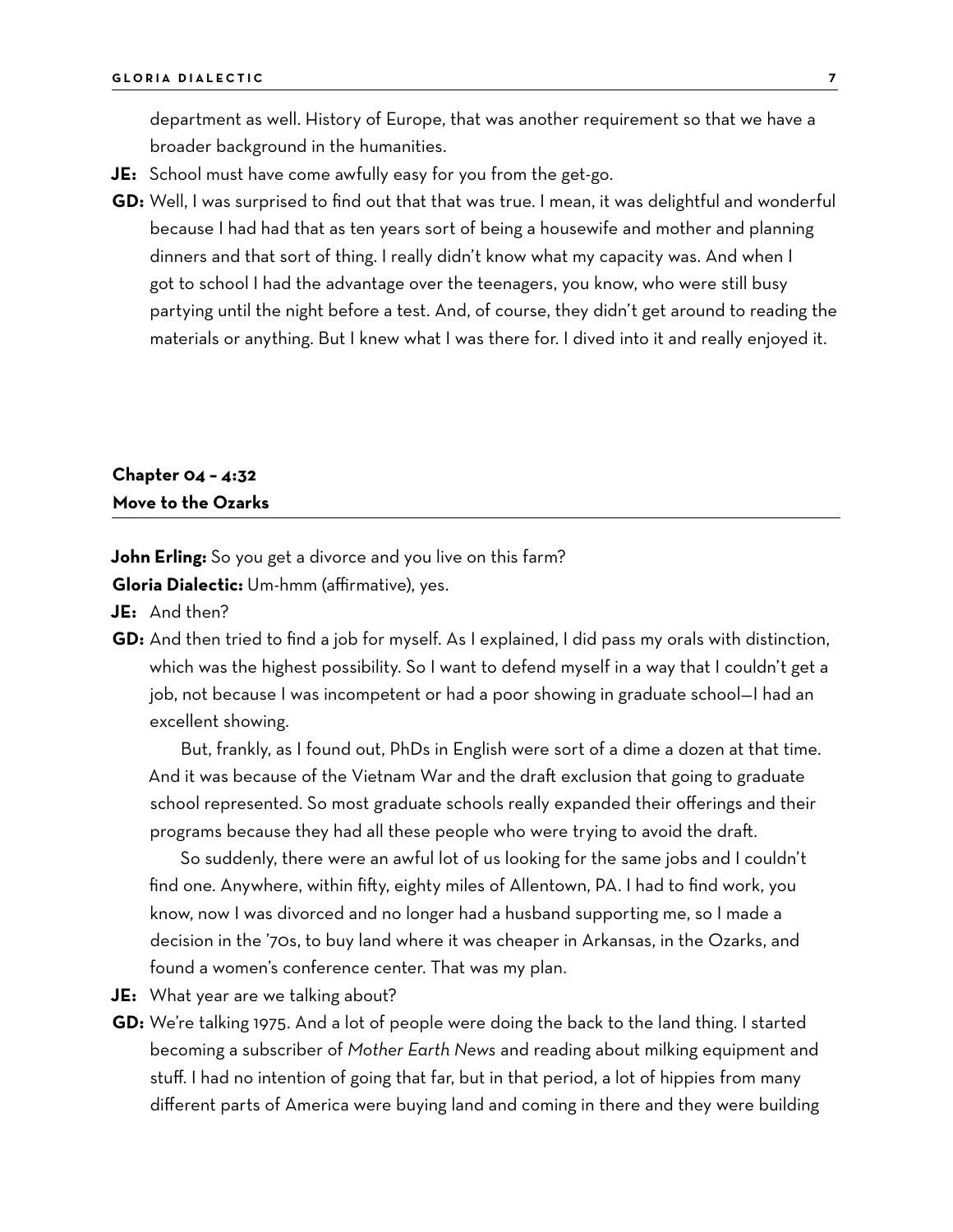department as well. History of Europe, that was another requirement so that we have a broader background in the humanities.

**JE:** School must have come awfully easy for you from the get-go.

**GD:** Well, I was surprised to find out that that was true. I mean, it was delightful and wonderful because I had had that as ten years sort of being a housewife and mother and planning dinners and that sort of thing. I really didn't know what my capacity was. And when I got to school I had the advantage over the teenagers, you know, who were still busy partying until the night before a test. And, of course, they didn't get around to reading the materials or anything. But I knew what I was there for. I dived into it and really enjoyed it.

## Chapter 04 – 4:32
## Move to the Ozarks

**John Erling:** So you get a divorce and you live on this farm?

**Gloria Dialectic:** Um-hmm (affirmative), yes.

**JE:** And then?

**GD:** And then tried to find a job for myself. As I explained, I did pass my orals with distinction, which was the highest possibility. So I want to defend myself in a way that I couldn't get a job, not because I was incompetent or had a poor showing in graduate school—I had an excellent showing.

But, frankly, as I found out, PhDs in English were sort of a dime a dozen at that time. And it was because of the Vietnam War and the draft exclusion that going to graduate school represented. So most graduate schools really expanded their offerings and their programs because they had all these people who were trying to avoid the draft.

So suddenly, there were an awful lot of us looking for the same jobs and I couldn't find one. Anywhere, within fifty, eighty miles of Allentown, PA. I had to find work, you know, now I was divorced and no longer had a husband supporting me, so I made a decision in the '70s, to buy land where it was cheaper in Arkansas, in the Ozarks, and found a women's conference center. That was my plan.

**JE:** What year are we talking about?

**GD:** We're talking 1975. And a lot of people were doing the back to the land thing. I started becoming a subscriber of *Mother Earth News* and reading about milking equipment and stuff. I had no intention of going that far, but in that period, a lot of hippies from many different parts of America were buying land and coming in there and they were building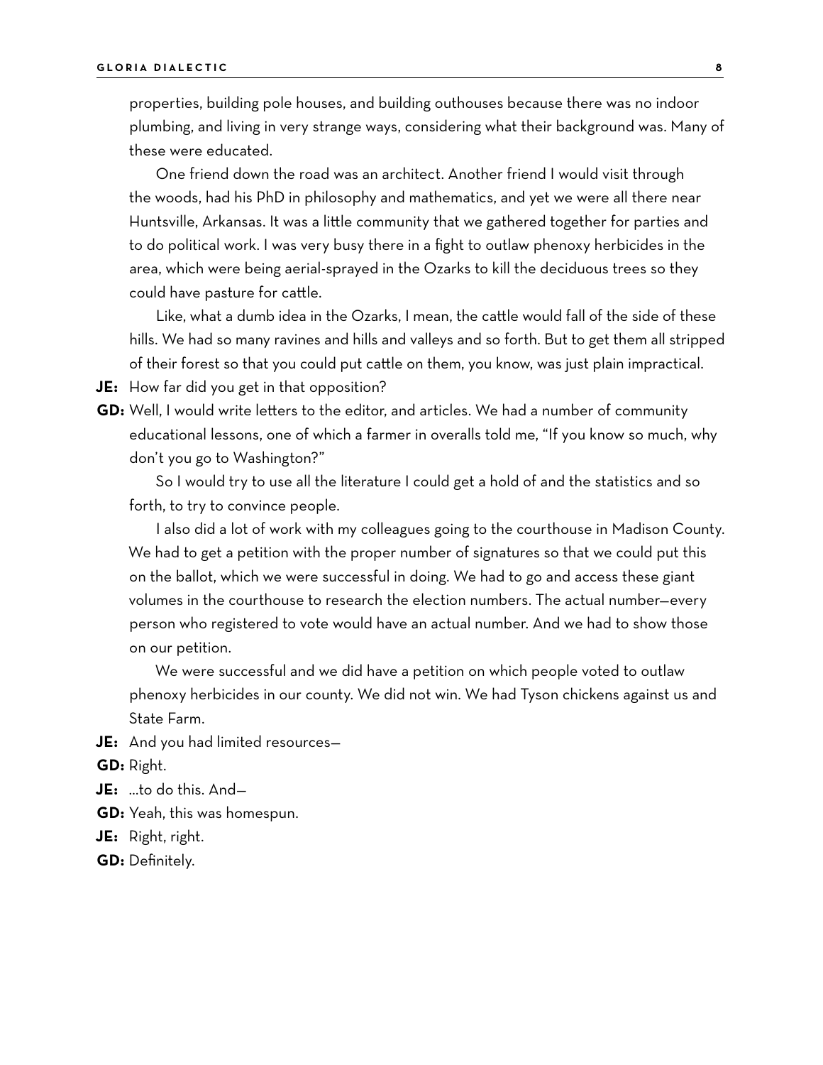properties, building pole houses, and building outhouses because there was no indoor plumbing, and living in very strange ways, considering what their background was. Many of these were educated.

One friend down the road was an architect. Another friend I would visit through the woods, had his PhD in philosophy and mathematics, and yet we were all there near Huntsville, Arkansas. It was a little community that we gathered together for parties and to do political work. I was very busy there in a fight to outlaw phenoxy herbicides in the area, which were being aerial-sprayed in the Ozarks to kill the deciduous trees so they could have pasture for cattle.

Like, what a dumb idea in the Ozarks, I mean, the cattle would fall of the side of these hills. We had so many ravines and hills and valleys and so forth. But to get them all stripped of their forest so that you could put cattle on them, you know, was just plain impractical.

**JE:** How far did you get in that opposition?

**GD:** Well, I would write letters to the editor, and articles. We had a number of community educational lessons, one of which a farmer in overalls told me, "If you know so much, why don't you go to Washington?"

So I would try to use all the literature I could get a hold of and the statistics and so forth, to try to convince people.

I also did a lot of work with my colleagues going to the courthouse in Madison County. We had to get a petition with the proper number of signatures so that we could put this on the ballot, which we were successful in doing. We had to go and access these giant volumes in the courthouse to research the election numbers. The actual number—every person who registered to vote would have an actual number. And we had to show those on our petition.

We were successful and we did have a petition on which people voted to outlaw phenoxy herbicides in our county. We did not win. We had Tyson chickens against us and State Farm.

**JE:** And you had limited resources—

**GD:** Right.

**JE:** ...to do this. And—

**GD:** Yeah, this was homespun.

**JE:** Right, right.

**GD:** Definitely.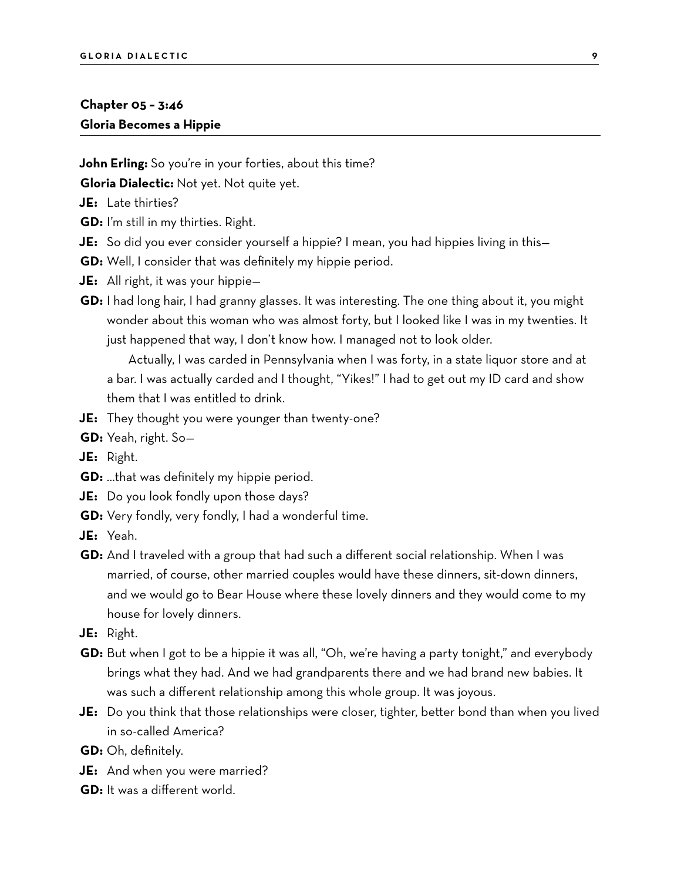**Chapter 05 – 3:46**
**Gloria Becomes a Hippie**

**John Erling:** So you're in your forties, about this time?

**Gloria Dialectic:** Not yet. Not quite yet.

**JE:** Late thirties?

**GD:** I'm still in my thirties. Right.

**JE:** So did you ever consider yourself a hippie? I mean, you had hippies living in this—

**GD:** Well, I consider that was definitely my hippie period.

**JE:** All right, it was your hippie—

**GD:** I had long hair, I had granny glasses. It was interesting. The one thing about it, you might wonder about this woman who was almost forty, but I looked like I was in my twenties. It just happened that way, I don't know how. I managed not to look older.

Actually, I was carded in Pennsylvania when I was forty, in a state liquor store and at a bar. I was actually carded and I thought, "Yikes!" I had to get out my ID card and show them that I was entitled to drink.

**JE:** They thought you were younger than twenty-one?

**GD:** Yeah, right. So—

**JE:** Right.

**GD:** ...that was definitely my hippie period.

**JE:** Do you look fondly upon those days?

**GD:** Very fondly, very fondly, I had a wonderful time.

**JE:** Yeah.

**GD:** And I traveled with a group that had such a different social relationship. When I was married, of course, other married couples would have these dinners, sit-down dinners, and we would go to Bear House where these lovely dinners and they would come to my house for lovely dinners.

**JE:** Right.

**GD:** But when I got to be a hippie it was all, "Oh, we're having a party tonight," and everybody brings what they had. And we had grandparents there and we had brand new babies. It was such a different relationship among this whole group. It was joyous.

**JE:** Do you think that those relationships were closer, tighter, better bond than when you lived in so-called America?

**GD:** Oh, definitely.

**JE:** And when you were married?

**GD:** It was a different world.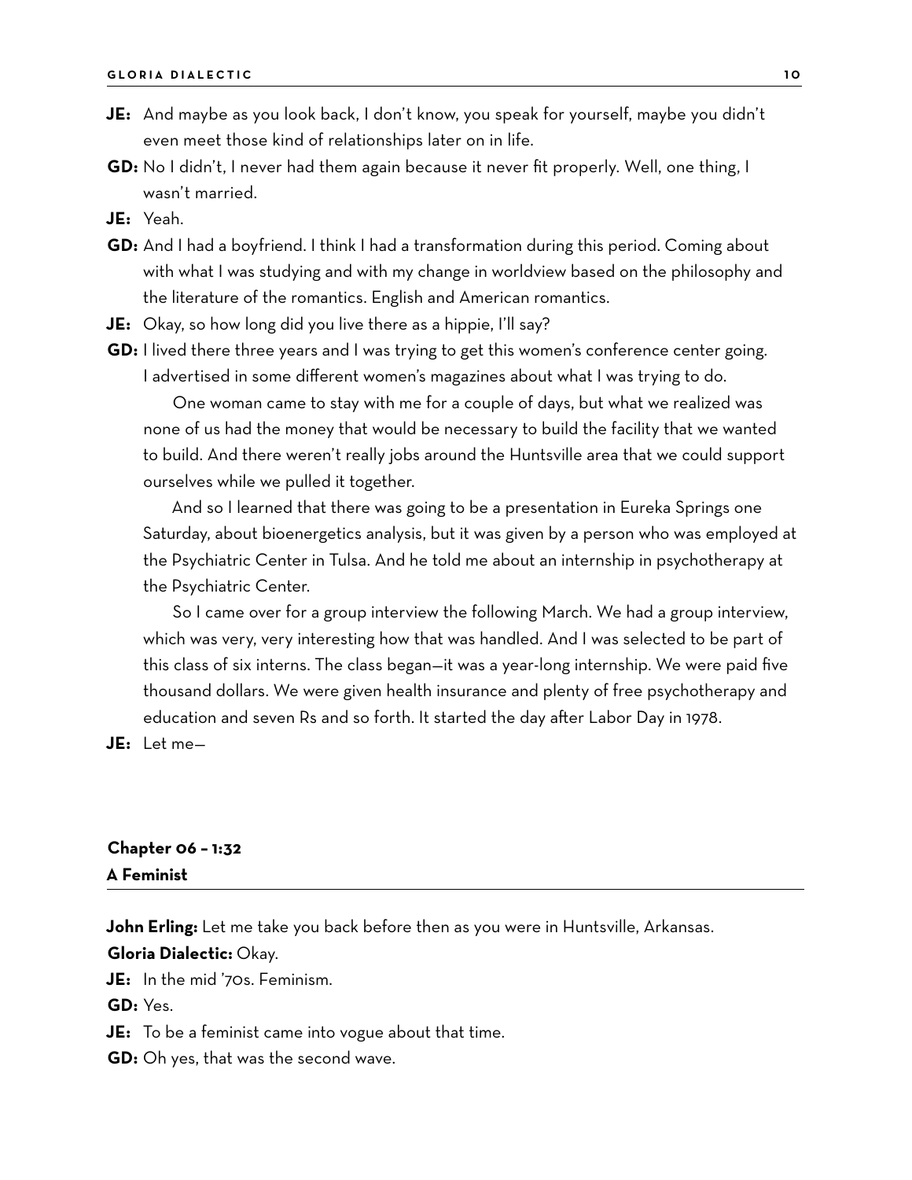**JE:** And maybe as you look back, I don't know, you speak for yourself, maybe you didn't even meet those kind of relationships later on in life.

**GD:** No I didn't, I never had them again because it never fit properly. Well, one thing, I wasn't married.

**JE:** Yeah.

**GD:** And I had a boyfriend. I think I had a transformation during this period. Coming about with what I was studying and with my change in worldview based on the philosophy and the literature of the romantics. English and American romantics.

**JE:** Okay, so how long did you live there as a hippie, I'll say?

**GD:** I lived there three years and I was trying to get this women's conference center going. I advertised in some different women's magazines about what I was trying to do.

One woman came to stay with me for a couple of days, but what we realized was none of us had the money that would be necessary to build the facility that we wanted to build. And there weren't really jobs around the Huntsville area that we could support ourselves while we pulled it together.

And so I learned that there was going to be a presentation in Eureka Springs one Saturday, about bioenergetics analysis, but it was given by a person who was employed at the Psychiatric Center in Tulsa. And he told me about an internship in psychotherapy at the Psychiatric Center.

So I came over for a group interview the following March. We had a group interview, which was very, very interesting how that was handled. And I was selected to be part of this class of six interns. The class began—it was a year-long internship. We were paid five thousand dollars. We were given health insurance and plenty of free psychotherapy and education and seven Rs and so forth. It started the day after Labor Day in 1978.

**JE:** Let me—

## Chapter 06 – 1:32
## A Feminist

**John Erling:** Let me take you back before then as you were in Huntsville, Arkansas.

**Gloria Dialectic:** Okay.

**JE:** In the mid '70s. Feminism.

**GD:** Yes.

**JE:** To be a feminist came into vogue about that time.

**GD:** Oh yes, that was the second wave.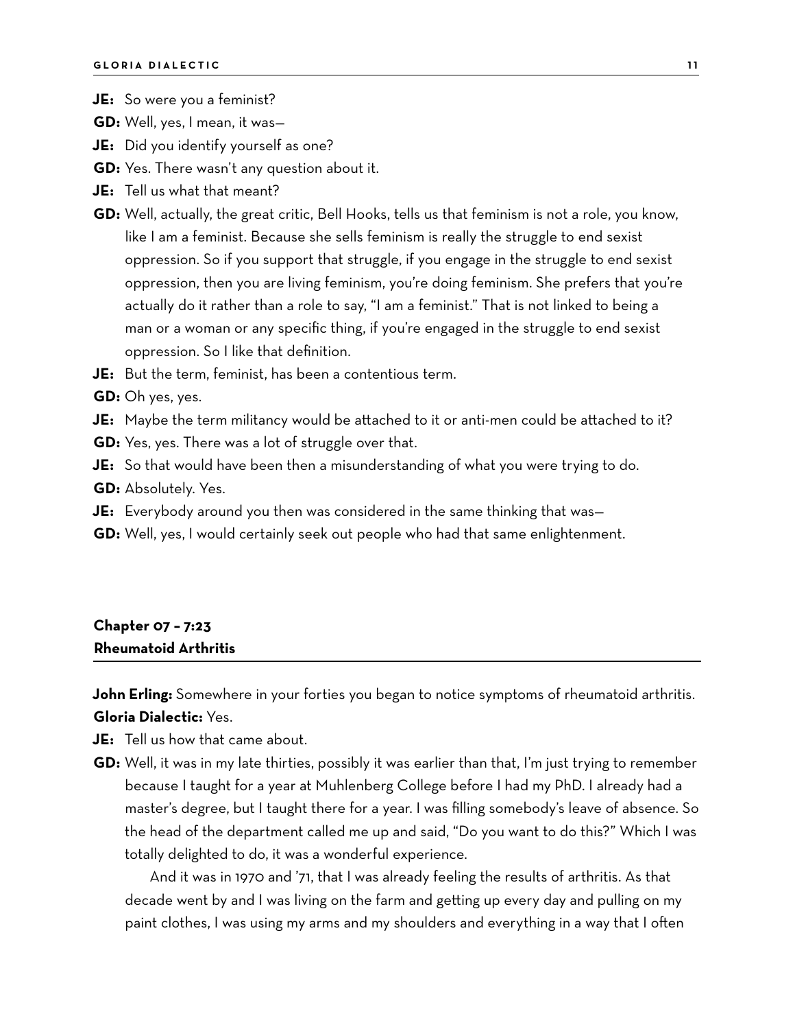**JE:** So were you a feminist?

**GD:** Well, yes, I mean, it was—

**JE:** Did you identify yourself as one?

**GD:** Yes. There wasn't any question about it.

**JE:** Tell us what that meant?

**GD:** Well, actually, the great critic, Bell Hooks, tells us that feminism is not a role, you know, like I am a feminist. Because she sells feminism is really the struggle to end sexist oppression. So if you support that struggle, if you engage in the struggle to end sexist oppression, then you are living feminism, you're doing feminism. She prefers that you're actually do it rather than a role to say, "I am a feminist." That is not linked to being a man or a woman or any specific thing, if you're engaged in the struggle to end sexist oppression. So I like that definition.

**JE:** But the term, feminist, has been a contentious term.

**GD:** Oh yes, yes.

**JE:** Maybe the term militancy would be attached to it or anti-men could be attached to it?

**GD:** Yes, yes. There was a lot of struggle over that.

**JE:** So that would have been then a misunderstanding of what you were trying to do.

**GD:** Absolutely. Yes.

**JE:** Everybody around you then was considered in the same thinking that was—

**GD:** Well, yes, I would certainly seek out people who had that same enlightenment.

## Chapter 07 – 7:23
## Rheumatoid Arthritis

**John Erling:** Somewhere in your forties you began to notice symptoms of rheumatoid arthritis.

**Gloria Dialectic:** Yes.

**JE:** Tell us how that came about.

**GD:** Well, it was in my late thirties, possibly it was earlier than that, I'm just trying to remember because I taught for a year at Muhlenberg College before I had my PhD. I already had a master's degree, but I taught there for a year. I was filling somebody's leave of absence. So the head of the department called me up and said, "Do you want to do this?" Which I was totally delighted to do, it was a wonderful experience.

And it was in 1970 and '71, that I was already feeling the results of arthritis. As that decade went by and I was living on the farm and getting up every day and pulling on my paint clothes, I was using my arms and my shoulders and everything in a way that I often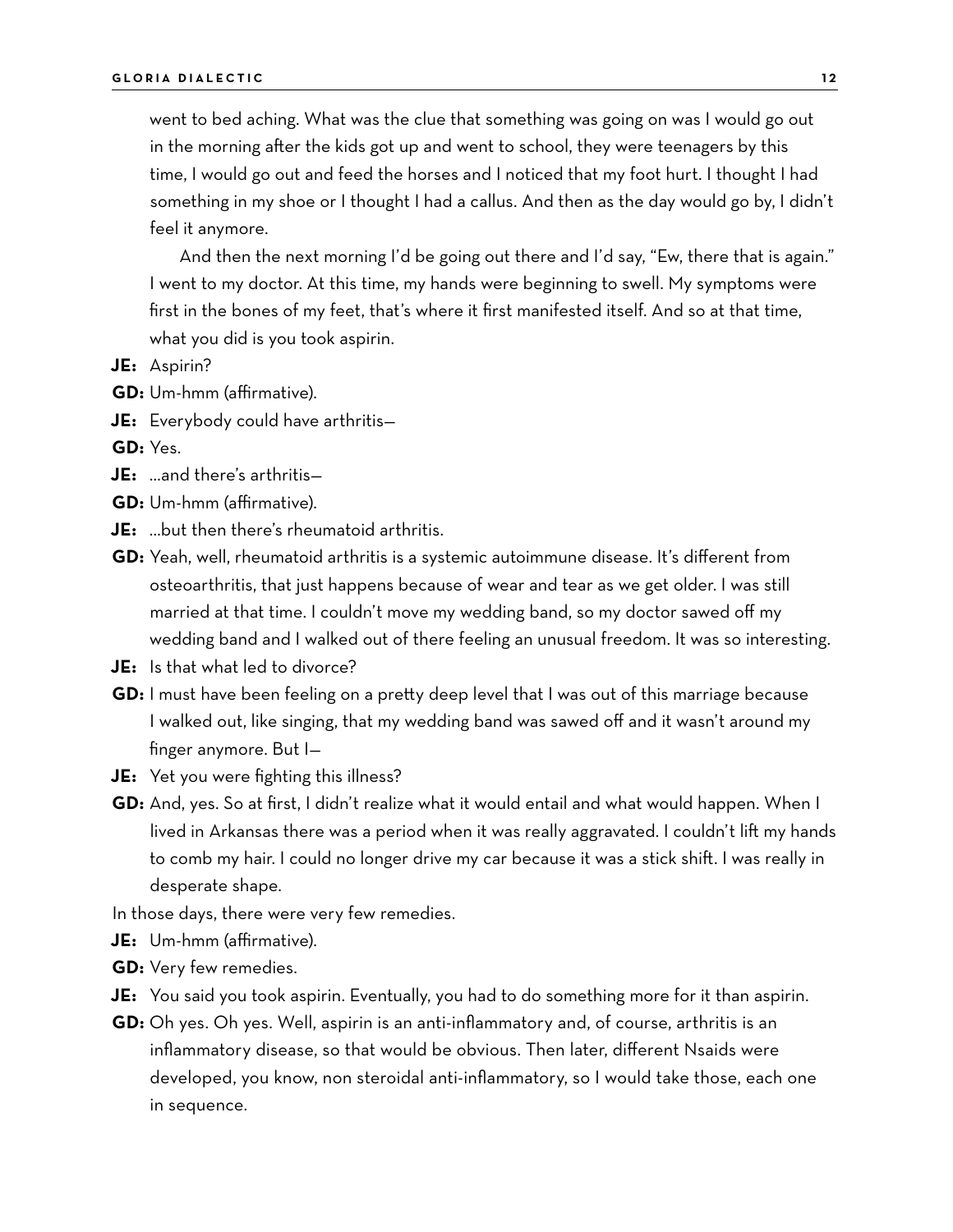went to bed aching. What was the clue that something was going on was I would go out in the morning after the kids got up and went to school, they were teenagers by this time, I would go out and feed the horses and I noticed that my foot hurt. I thought I had something in my shoe or I thought I had a callus. And then as the day would go by, I didn't feel it anymore.

And then the next morning I'd be going out there and I'd say, "Ew, there that is again." I went to my doctor. At this time, my hands were beginning to swell. My symptoms were first in the bones of my feet, that's where it first manifested itself. And so at that time, what you did is you took aspirin.

**JE:** Aspirin?

**GD:** Um-hmm (affirmative).

**JE:** Everybody could have arthritis—

**GD:** Yes.

**JE:** ...and there's arthritis—

**GD:** Um-hmm (affirmative).

**JE:** ...but then there's rheumatoid arthritis.

**GD:** Yeah, well, rheumatoid arthritis is a systemic autoimmune disease. It's different from osteoarthritis, that just happens because of wear and tear as we get older. I was still married at that time. I couldn't move my wedding band, so my doctor sawed off my wedding band and I walked out of there feeling an unusual freedom. It was so interesting.

**JE:** Is that what led to divorce?

**GD:** I must have been feeling on a pretty deep level that I was out of this marriage because I walked out, like singing, that my wedding band was sawed off and it wasn't around my finger anymore. But I—

**JE:** Yet you were fighting this illness?

**GD:** And, yes. So at first, I didn't realize what it would entail and what would happen. When I lived in Arkansas there was a period when it was really aggravated. I couldn't lift my hands to comb my hair. I could no longer drive my car because it was a stick shift. I was really in desperate shape.

In those days, there were very few remedies.

**JE:** Um-hmm (affirmative).

**GD:** Very few remedies.

**JE:** You said you took aspirin. Eventually, you had to do something more for it than aspirin.

**GD:** Oh yes. Oh yes. Well, aspirin is an anti-inflammatory and, of course, arthritis is an inflammatory disease, so that would be obvious. Then later, different Nsaids were developed, you know, non steroidal anti-inflammatory, so I would take those, each one in sequence.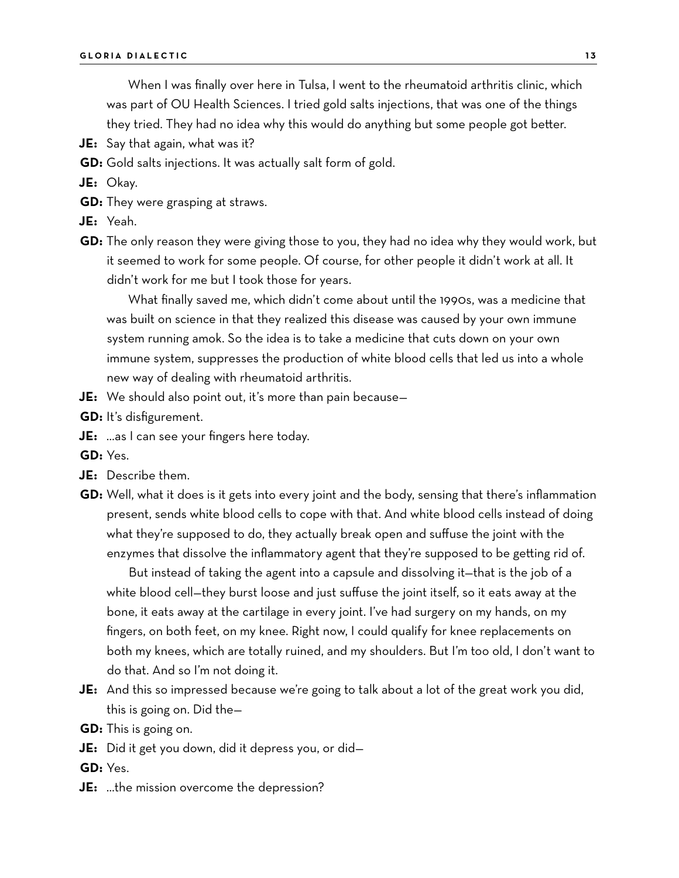When I was finally over here in Tulsa, I went to the rheumatoid arthritis clinic, which was part of OU Health Sciences. I tried gold salts injections, that was one of the things they tried. They had no idea why this would do anything but some people got better.

**JE:** Say that again, what was it?

**GD:** Gold salts injections. It was actually salt form of gold.

**JE:** Okay.

**GD:** They were grasping at straws.

**JE:** Yeah.

**GD:** The only reason they were giving those to you, they had no idea why they would work, but it seemed to work for some people. Of course, for other people it didn't work at all. It didn't work for me but I took those for years.

What finally saved me, which didn't come about until the 1990s, was a medicine that was built on science in that they realized this disease was caused by your own immune system running amok. So the idea is to take a medicine that cuts down on your own immune system, suppresses the production of white blood cells that led us into a whole new way of dealing with rheumatoid arthritis.

**JE:** We should also point out, it's more than pain because—

**GD:** It's disfigurement.

**JE:** …as I can see your fingers here today.

**GD:** Yes.

**JE:** Describe them.

**GD:** Well, what it does is it gets into every joint and the body, sensing that there's inflammation present, sends white blood cells to cope with that. And white blood cells instead of doing what they're supposed to do, they actually break open and suffuse the joint with the enzymes that dissolve the inflammatory agent that they're supposed to be getting rid of.

But instead of taking the agent into a capsule and dissolving it—that is the job of a white blood cell—they burst loose and just suffuse the joint itself, so it eats away at the bone, it eats away at the cartilage in every joint. I've had surgery on my hands, on my fingers, on both feet, on my knee. Right now, I could qualify for knee replacements on both my knees, which are totally ruined, and my shoulders. But I'm too old, I don't want to do that. And so I'm not doing it.

**JE:** And this so impressed because we're going to talk about a lot of the great work you did, this is going on. Did the—

**GD:** This is going on.

**JE:** Did it get you down, did it depress you, or did—

**GD:** Yes.

**JE:** …the mission overcome the depression?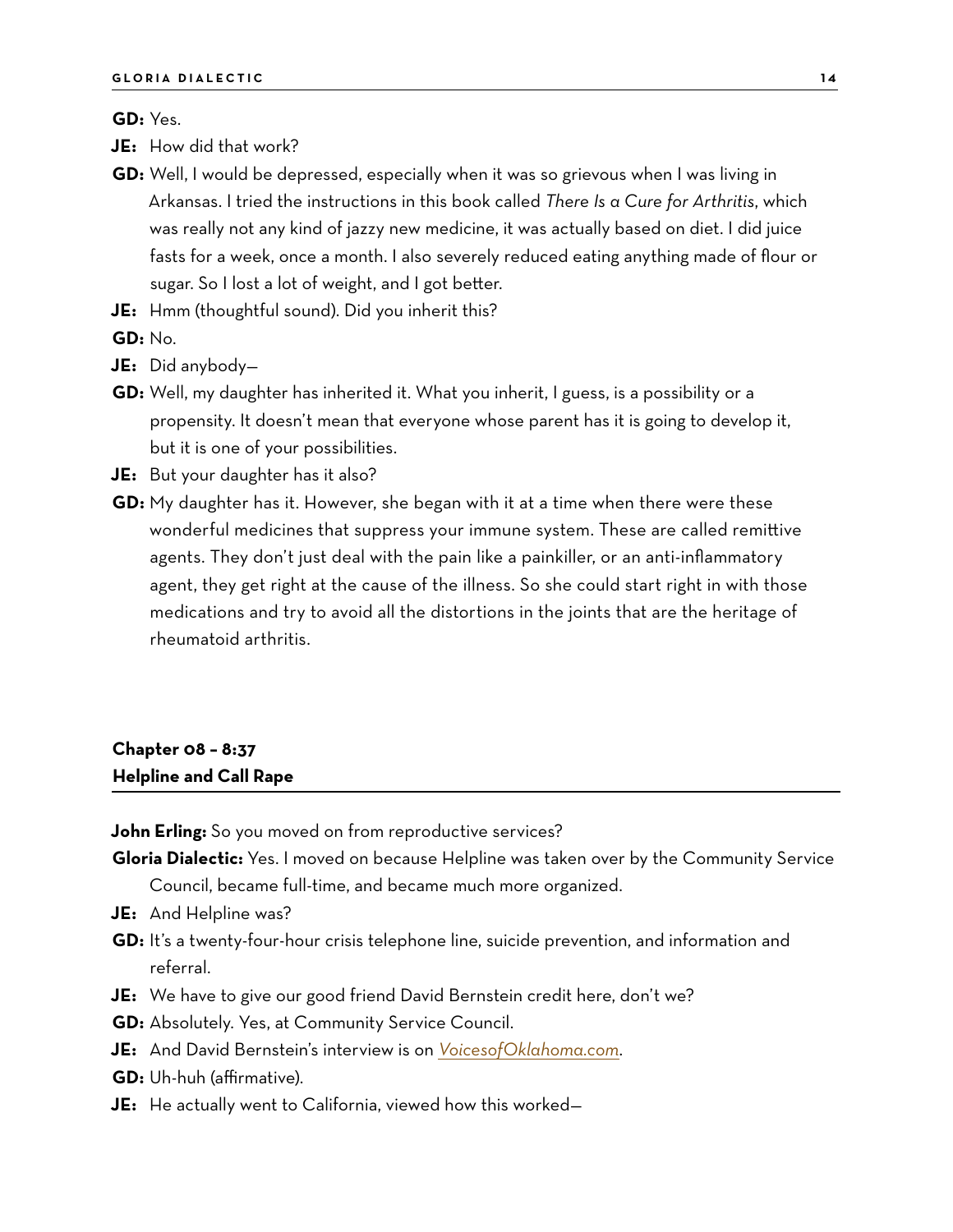**GD:** Yes.

**JE:** How did that work?

**GD:** Well, I would be depressed, especially when it was so grievous when I was living in Arkansas. I tried the instructions in this book called *There Is a Cure for Arthritis*, which was really not any kind of jazzy new medicine, it was actually based on diet. I did juice fasts for a week, once a month. I also severely reduced eating anything made of flour or sugar. So I lost a lot of weight, and I got better.

**JE:** Hmm (thoughtful sound). Did you inherit this?

**GD:** No.

**JE:** Did anybody—

**GD:** Well, my daughter has inherited it. What you inherit, I guess, is a possibility or a propensity. It doesn't mean that everyone whose parent has it is going to develop it, but it is one of your possibilities.

**JE:** But your daughter has it also?

**GD:** My daughter has it. However, she began with it at a time when there were these wonderful medicines that suppress your immune system. These are called remittive agents. They don't just deal with the pain like a painkiller, or an anti-inflammatory agent, they get right at the cause of the illness. So she could start right in with those medications and try to avoid all the distortions in the joints that are the heritage of rheumatoid arthritis.

## Chapter 08 – 8:37
## Helpline and Call Rape

**John Erling:** So you moved on from reproductive services?

**Gloria Dialectic:** Yes. I moved on because Helpline was taken over by the Community Service Council, became full-time, and became much more organized.

**JE:** And Helpline was?

**GD:** It's a twenty-four-hour crisis telephone line, suicide prevention, and information and referral.

**JE:** We have to give our good friend David Bernstein credit here, don't we?

**GD:** Absolutely. Yes, at Community Service Council.

**JE:** And David Bernstein's interview is on [VoicesofOklahoma.com](VoicesofOklahoma.com).

**GD:** Uh-huh (affirmative).

**JE:** He actually went to California, viewed how this worked—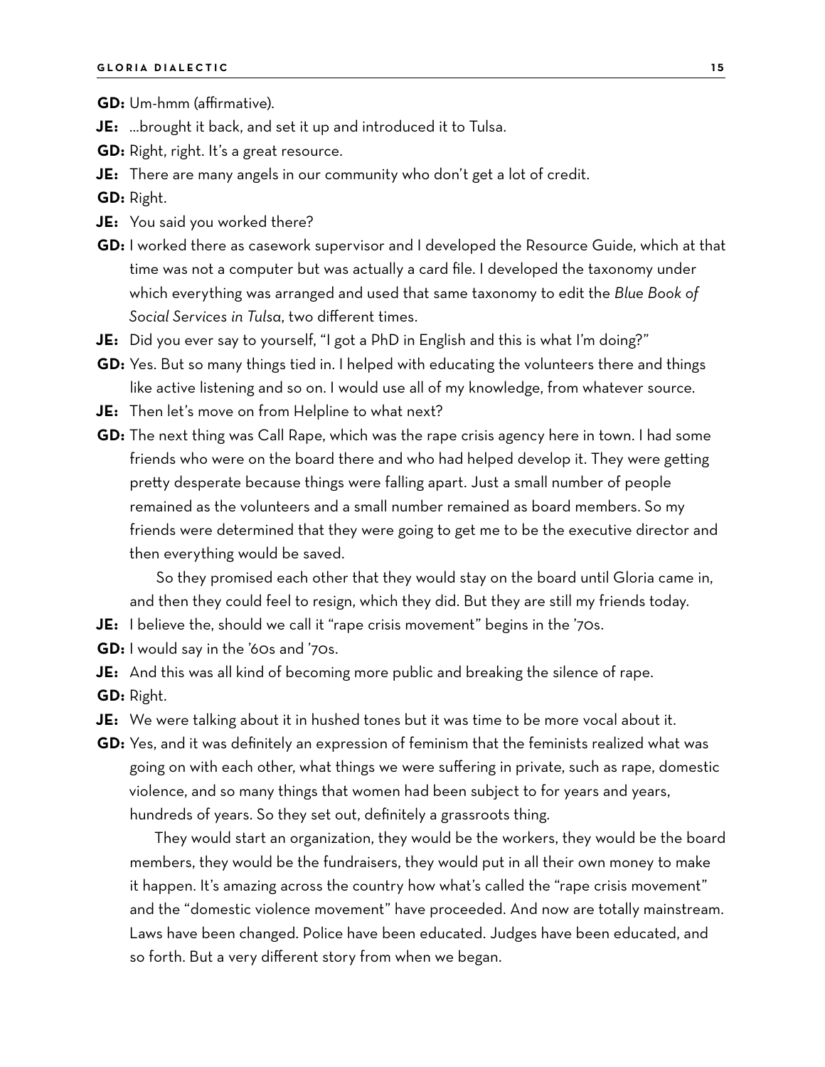**GD:** Um-hmm (affirmative).

**JE:** …brought it back, and set it up and introduced it to Tulsa.

**GD:** Right, right. It's a great resource.

**JE:** There are many angels in our community who don't get a lot of credit.

**GD:** Right.

**JE:** You said you worked there?

**GD:** I worked there as casework supervisor and I developed the Resource Guide, which at that time was not a computer but was actually a card file. I developed the taxonomy under which everything was arranged and used that same taxonomy to edit the *Blue Book of Social Services in Tulsa*, two different times.

**JE:** Did you ever say to yourself, "I got a PhD in English and this is what I'm doing?"

**GD:** Yes. But so many things tied in. I helped with educating the volunteers there and things like active listening and so on. I would use all of my knowledge, from whatever source.

**JE:** Then let's move on from Helpline to what next?

**GD:** The next thing was Call Rape, which was the rape crisis agency here in town. I had some friends who were on the board there and who had helped develop it. They were getting pretty desperate because things were falling apart. Just a small number of people remained as the volunteers and a small number remained as board members. So my friends were determined that they were going to get me to be the executive director and then everything would be saved.

So they promised each other that they would stay on the board until Gloria came in, and then they could feel to resign, which they did. But they are still my friends today.

**JE:** I believe the, should we call it "rape crisis movement" begins in the '70s.

**GD:** I would say in the '60s and '70s.

**JE:** And this was all kind of becoming more public and breaking the silence of rape.

**GD:** Right.

**JE:** We were talking about it in hushed tones but it was time to be more vocal about it.

**GD:** Yes, and it was definitely an expression of feminism that the feminists realized what was going on with each other, what things we were suffering in private, such as rape, domestic violence, and so many things that women had been subject to for years and years, hundreds of years. So they set out, definitely a grassroots thing.

They would start an organization, they would be the workers, they would be the board members, they would be the fundraisers, they would put in all their own money to make it happen. It's amazing across the country how what's called the "rape crisis movement" and the "domestic violence movement" have proceeded. And now are totally mainstream. Laws have been changed. Police have been educated. Judges have been educated, and so forth. But a very different story from when we began.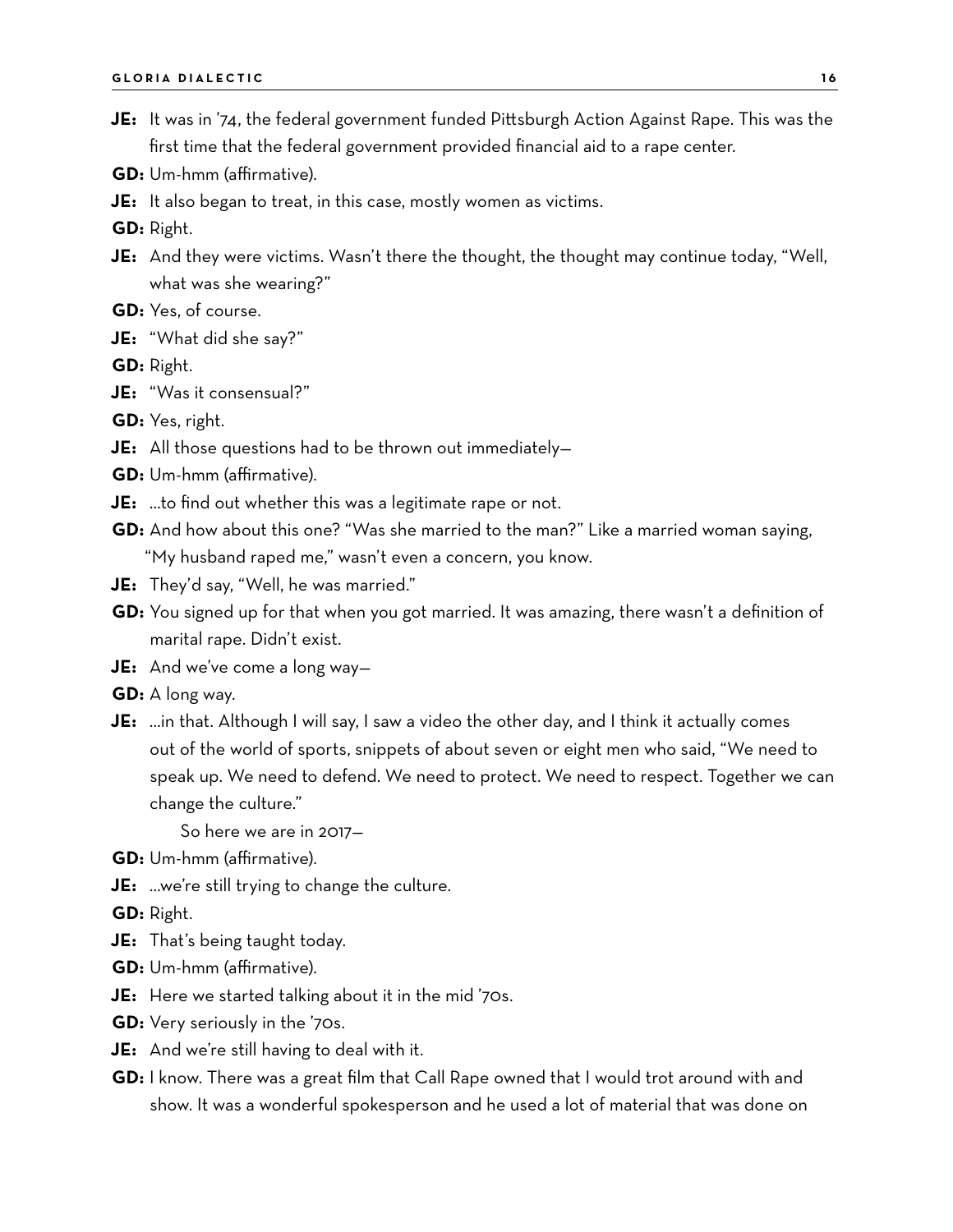**JE:** It was in '74, the federal government funded Pittsburgh Action Against Rape. This was the first time that the federal government provided financial aid to a rape center.

**GD:** Um-hmm (affirmative).

**JE:** It also began to treat, in this case, mostly women as victims.

**GD:** Right.

**JE:** And they were victims. Wasn't there the thought, the thought may continue today, "Well, what was she wearing?"

**GD:** Yes, of course.

**JE:** "What did she say?"

**GD:** Right.

**JE:** "Was it consensual?"

**GD:** Yes, right.

**JE:** All those questions had to be thrown out immediately—

**GD:** Um-hmm (affirmative).

**JE:** ...to find out whether this was a legitimate rape or not.

**GD:** And how about this one? "Was she married to the man?" Like a married woman saying, "My husband raped me," wasn't even a concern, you know.

**JE:** They'd say, "Well, he was married."

**GD:** You signed up for that when you got married. It was amazing, there wasn't a definition of marital rape. Didn't exist.

**JE:** And we've come a long way—

**GD:** A long way.

**JE:** ...in that. Although I will say, I saw a video the other day, and I think it actually comes out of the world of sports, snippets of about seven or eight men who said, "We need to speak up. We need to defend. We need to protect. We need to respect. Together we can change the culture."

So here we are in 2017—

**GD:** Um-hmm (affirmative).

**JE:** ...we're still trying to change the culture.

**GD:** Right.

**JE:** That's being taught today.

**GD:** Um-hmm (affirmative).

**JE:** Here we started talking about it in the mid '70s.

**GD:** Very seriously in the '70s.

**JE:** And we're still having to deal with it.

**GD:** I know. There was a great film that Call Rape owned that I would trot around with and show. It was a wonderful spokesperson and he used a lot of material that was done on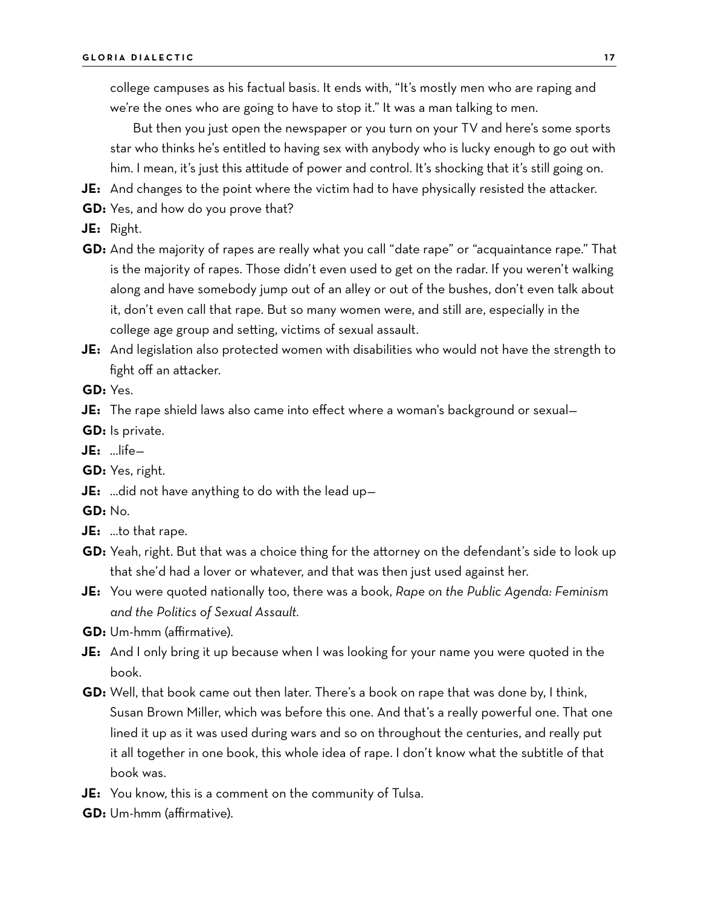college campuses as his factual basis. It ends with, "It's mostly men who are raping and we're the ones who are going to have to stop it." It was a man talking to men.

But then you just open the newspaper or you turn on your TV and here's some sports star who thinks he's entitled to having sex with anybody who is lucky enough to go out with him. I mean, it's just this attitude of power and control. It's shocking that it's still going on.

**JE:** And changes to the point where the victim had to have physically resisted the attacker.

**GD:** Yes, and how do you prove that?

**JE:** Right.

**GD:** And the majority of rapes are really what you call "date rape" or "acquaintance rape." That is the majority of rapes. Those didn't even used to get on the radar. If you weren't walking along and have somebody jump out of an alley or out of the bushes, don't even talk about it, don't even call that rape. But so many women were, and still are, especially in the college age group and setting, victims of sexual assault.

**JE:** And legislation also protected women with disabilities who would not have the strength to fight off an attacker.

**GD:** Yes.

**JE:** The rape shield laws also came into effect where a woman's background or sexual—

**GD:** Is private.

**JE:** …life—

**GD:** Yes, right.

**JE:** …did not have anything to do with the lead up—

**GD:** No.

**JE:** …to that rape.

**GD:** Yeah, right. But that was a choice thing for the attorney on the defendant's side to look up that she'd had a lover or whatever, and that was then just used against her.

**JE:** You were quoted nationally too, there was a book, *Rape on the Public Agenda: Feminism and the Politics of Sexual Assault.*

**GD:** Um-hmm (affirmative).

**JE:** And I only bring it up because when I was looking for your name you were quoted in the book.

**GD:** Well, that book came out then later. There's a book on rape that was done by, I think, Susan Brown Miller, which was before this one. And that's a really powerful one. That one lined it up as it was used during wars and so on throughout the centuries, and really put it all together in one book, this whole idea of rape. I don't know what the subtitle of that book was.

**JE:** You know, this is a comment on the community of Tulsa.

**GD:** Um-hmm (affirmative).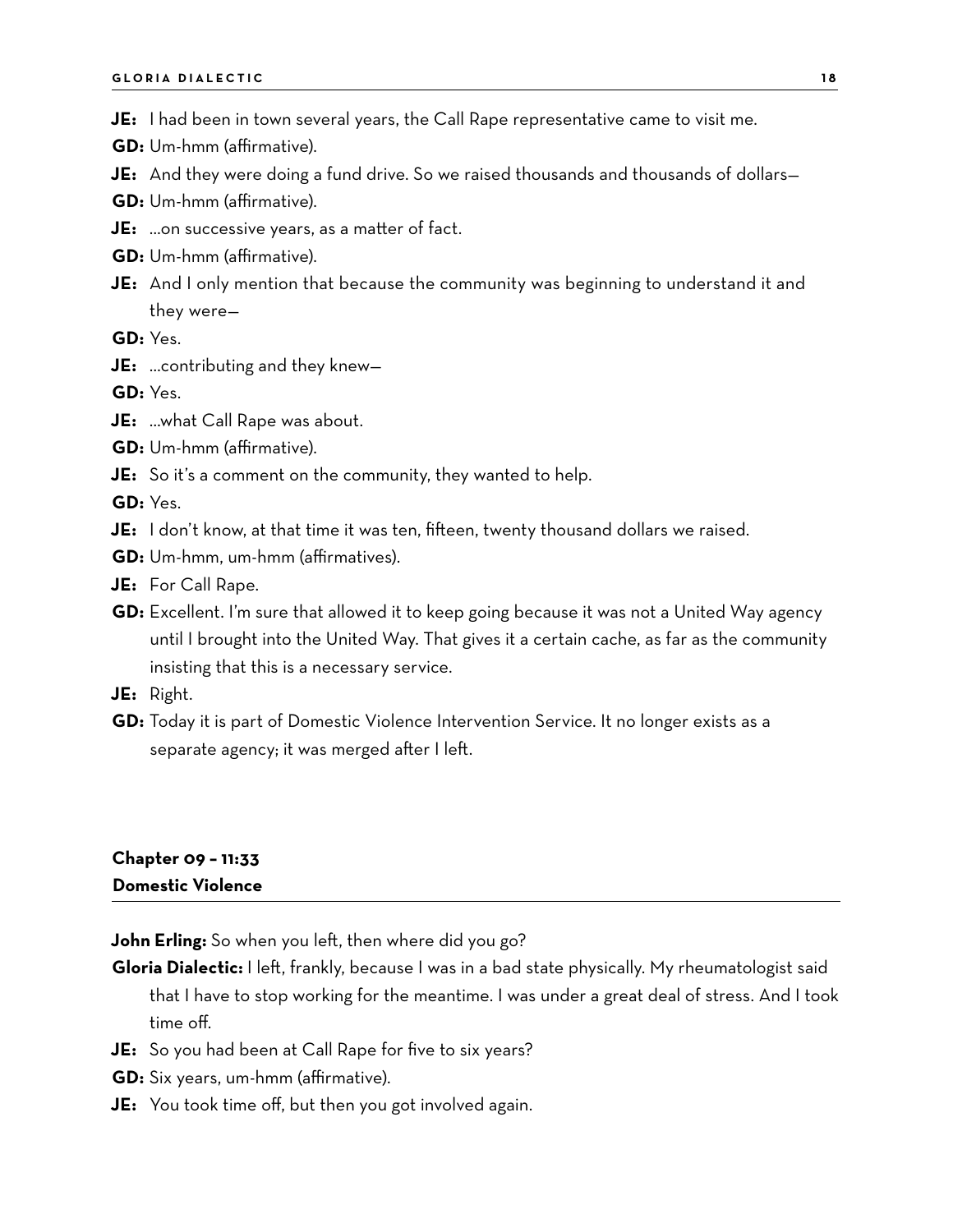**JE:** I had been in town several years, the Call Rape representative came to visit me.

**GD:** Um-hmm (affirmative).

**JE:** And they were doing a fund drive. So we raised thousands and thousands of dollars—

**GD:** Um-hmm (affirmative).

**JE:** …on successive years, as a matter of fact.

**GD:** Um-hmm (affirmative).

**JE:** And I only mention that because the community was beginning to understand it and they were—

**GD:** Yes.

**JE:** …contributing and they knew—

**GD:** Yes.

**JE:** …what Call Rape was about.

**GD:** Um-hmm (affirmative).

**JE:** So it's a comment on the community, they wanted to help.

**GD:** Yes.

**JE:** I don't know, at that time it was ten, fifteen, twenty thousand dollars we raised.

**GD:** Um-hmm, um-hmm (affirmatives).

**JE:** For Call Rape.

**GD:** Excellent. I'm sure that allowed it to keep going because it was not a United Way agency until I brought into the United Way. That gives it a certain cache, as far as the community insisting that this is a necessary service.

**JE:** Right.

**GD:** Today it is part of Domestic Violence Intervention Service. It no longer exists as a separate agency; it was merged after I left.

## Chapter 09 – 11:33
## Domestic Violence

**John Erling:** So when you left, then where did you go?

**Gloria Dialectic:** I left, frankly, because I was in a bad state physically. My rheumatologist said that I have to stop working for the meantime. I was under a great deal of stress. And I took time off.

**JE:** So you had been at Call Rape for five to six years?

**GD:** Six years, um-hmm (affirmative).

**JE:** You took time off, but then you got involved again.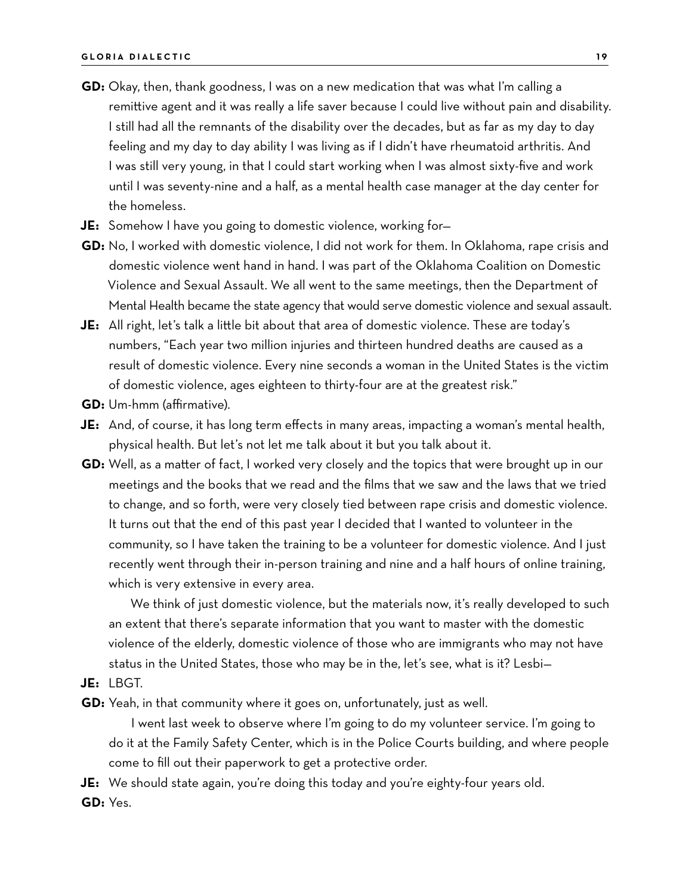**GD:** Okay, then, thank goodness, I was on a new medication that was what I'm calling a remittive agent and it was really a life saver because I could live without pain and disability. I still had all the remnants of the disability over the decades, but as far as my day to day feeling and my day to day ability I was living as if I didn't have rheumatoid arthritis. And I was still very young, in that I could start working when I was almost sixty-five and work until I was seventy-nine and a half, as a mental health case manager at the day center for the homeless.

**JE:** Somehow I have you going to domestic violence, working for—

**GD:** No, I worked with domestic violence, I did not work for them. In Oklahoma, rape crisis and domestic violence went hand in hand. I was part of the Oklahoma Coalition on Domestic Violence and Sexual Assault. We all went to the same meetings, then the Department of Mental Health became the state agency that would serve domestic violence and sexual assault.

**JE:** All right, let's talk a little bit about that area of domestic violence. These are today's numbers, "Each year two million injuries and thirteen hundred deaths are caused as a result of domestic violence. Every nine seconds a woman in the United States is the victim of domestic violence, ages eighteen to thirty-four are at the greatest risk."

**GD:** Um-hmm (affirmative).

**JE:** And, of course, it has long term effects in many areas, impacting a woman's mental health, physical health. But let's not let me talk about it but you talk about it.

**GD:** Well, as a matter of fact, I worked very closely and the topics that were brought up in our meetings and the books that we read and the films that we saw and the laws that we tried to change, and so forth, were very closely tied between rape crisis and domestic violence. It turns out that the end of this past year I decided that I wanted to volunteer in the community, so I have taken the training to be a volunteer for domestic violence. And I just recently went through their in-person training and nine and a half hours of online training, which is very extensive in every area.

We think of just domestic violence, but the materials now, it's really developed to such an extent that there's separate information that you want to master with the domestic violence of the elderly, domestic violence of those who are immigrants who may not have status in the United States, those who may be in the, let's see, what is it? Lesbi—

**JE:** LBGT.

**GD:** Yeah, in that community where it goes on, unfortunately, just as well.

I went last week to observe where I'm going to do my volunteer service. I'm going to do it at the Family Safety Center, which is in the Police Courts building, and where people come to fill out their paperwork to get a protective order.

**JE:** We should state again, you're doing this today and you're eighty-four years old.

**GD:** Yes.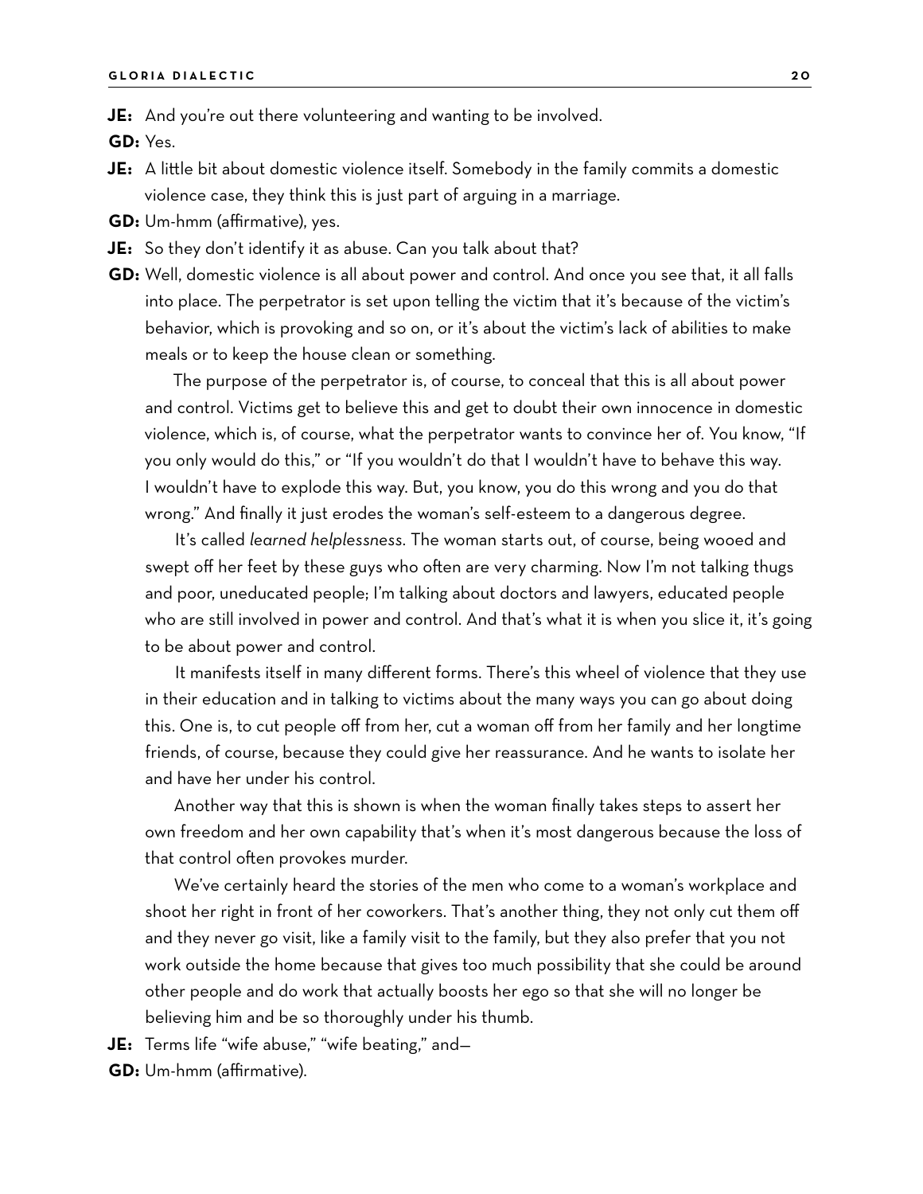**JE:** And you're out there volunteering and wanting to be involved.

**GD:** Yes.

**JE:** A little bit about domestic violence itself. Somebody in the family commits a domestic violence case, they think this is just part of arguing in a marriage.

**GD:** Um-hmm (affirmative), yes.

**JE:** So they don't identify it as abuse. Can you talk about that?

**GD:** Well, domestic violence is all about power and control. And once you see that, it all falls into place. The perpetrator is set upon telling the victim that it's because of the victim's behavior, which is provoking and so on, or it's about the victim's lack of abilities to make meals or to keep the house clean or something.

The purpose of the perpetrator is, of course, to conceal that this is all about power and control. Victims get to believe this and get to doubt their own innocence in domestic violence, which is, of course, what the perpetrator wants to convince her of. You know, "If you only would do this," or "If you wouldn't do that I wouldn't have to behave this way. I wouldn't have to explode this way. But, you know, you do this wrong and you do that wrong." And finally it just erodes the woman's self-esteem to a dangerous degree.

It's called *learned helplessness*. The woman starts out, of course, being wooed and swept off her feet by these guys who often are very charming. Now I'm not talking thugs and poor, uneducated people; I'm talking about doctors and lawyers, educated people who are still involved in power and control. And that's what it is when you slice it, it's going to be about power and control.

It manifests itself in many different forms. There's this wheel of violence that they use in their education and in talking to victims about the many ways you can go about doing this. One is, to cut people off from her, cut a woman off from her family and her longtime friends, of course, because they could give her reassurance. And he wants to isolate her and have her under his control.

Another way that this is shown is when the woman finally takes steps to assert her own freedom and her own capability that's when it's most dangerous because the loss of that control often provokes murder.

We've certainly heard the stories of the men who come to a woman's workplace and shoot her right in front of her coworkers. That's another thing, they not only cut them off and they never go visit, like a family visit to the family, but they also prefer that you not work outside the home because that gives too much possibility that she could be around other people and do work that actually boosts her ego so that she will no longer be believing him and be so thoroughly under his thumb.

**JE:** Terms life "wife abuse," "wife beating," and—

**GD:** Um-hmm (affirmative).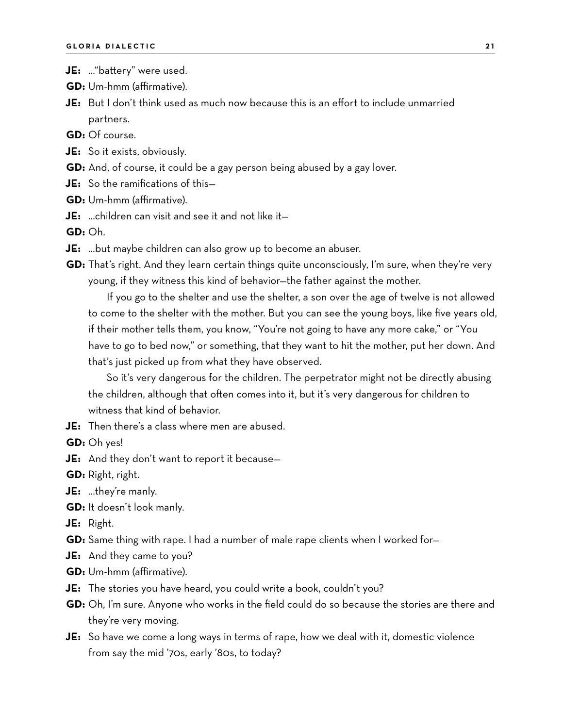**JE:** …"battery" were used.

**GD:** Um-hmm (affirmative).

**JE:** But I don't think used as much now because this is an effort to include unmarried partners.

**GD:** Of course.

**JE:** So it exists, obviously.

**GD:** And, of course, it could be a gay person being abused by a gay lover.

**JE:** So the ramifications of this—

**GD:** Um-hmm (affirmative).

**JE:** …children can visit and see it and not like it—

**GD:** Oh.

**JE:** …but maybe children can also grow up to become an abuser.

**GD:** That's right. And they learn certain things quite unconsciously, I'm sure, when they're very young, if they witness this kind of behavior—the father against the mother.

If you go to the shelter and use the shelter, a son over the age of twelve is not allowed to come to the shelter with the mother. But you can see the young boys, like five years old, if their mother tells them, you know, "You're not going to have any more cake," or "You have to go to bed now," or something, that they want to hit the mother, put her down. And that's just picked up from what they have observed.

So it's very dangerous for the children. The perpetrator might not be directly abusing the children, although that often comes into it, but it's very dangerous for children to witness that kind of behavior.

**JE:** Then there's a class where men are abused.

**GD:** Oh yes!

**JE:** And they don't want to report it because—

**GD:** Right, right.

**JE:** …they're manly.

**GD:** It doesn't look manly.

**JE:** Right.

**GD:** Same thing with rape. I had a number of male rape clients when I worked for—

**JE:** And they came to you?

**GD:** Um-hmm (affirmative).

**JE:** The stories you have heard, you could write a book, couldn't you?

**GD:** Oh, I'm sure. Anyone who works in the field could do so because the stories are there and they're very moving.

**JE:** So have we come a long ways in terms of rape, how we deal with it, domestic violence from say the mid '70s, early '80s, to today?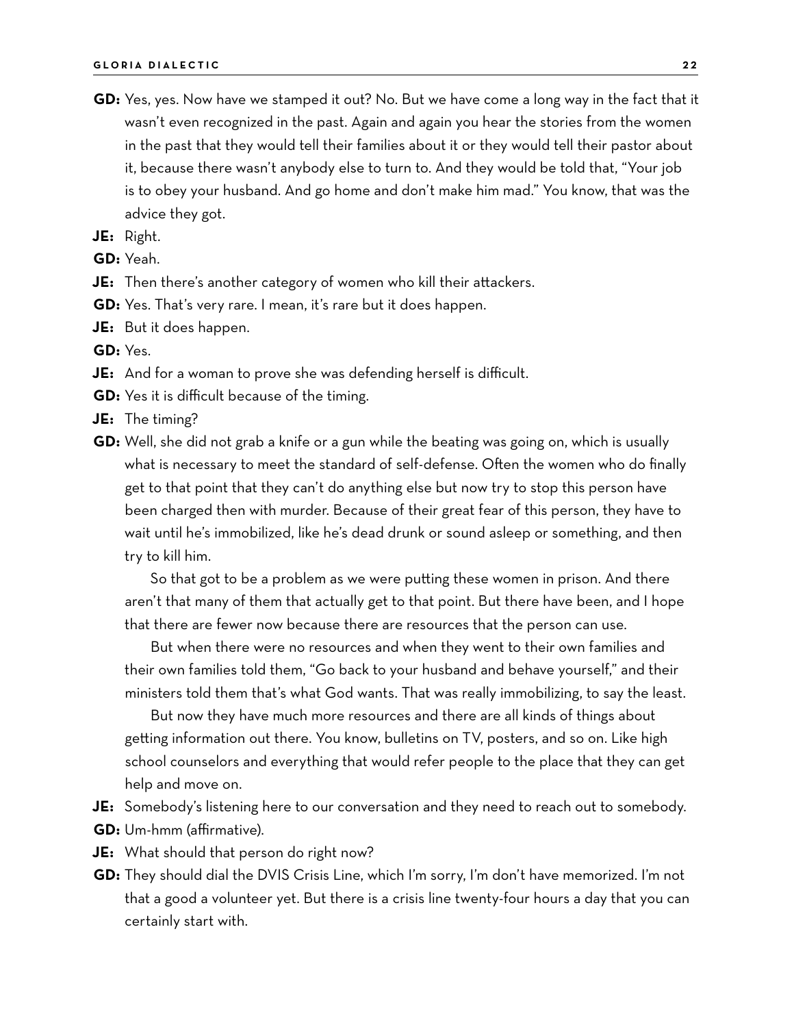**GD:** Yes, yes. Now have we stamped it out? No. But we have come a long way in the fact that it wasn't even recognized in the past. Again and again you hear the stories from the women in the past that they would tell their families about it or they would tell their pastor about it, because there wasn't anybody else to turn to. And they would be told that, "Your job is to obey your husband. And go home and don't make him mad." You know, that was the advice they got.

**JE:** Right.

**GD:** Yeah.

**JE:** Then there's another category of women who kill their attackers.

**GD:** Yes. That's very rare. I mean, it's rare but it does happen.

**JE:** But it does happen.

**GD:** Yes.

**JE:** And for a woman to prove she was defending herself is difficult.

**GD:** Yes it is difficult because of the timing.

**JE:** The timing?

**GD:** Well, she did not grab a knife or a gun while the beating was going on, which is usually what is necessary to meet the standard of self-defense. Often the women who do finally get to that point that they can't do anything else but now try to stop this person have been charged then with murder. Because of their great fear of this person, they have to wait until he's immobilized, like he's dead drunk or sound asleep or something, and then try to kill him.

So that got to be a problem as we were putting these women in prison. And there aren't that many of them that actually get to that point. But there have been, and I hope that there are fewer now because there are resources that the person can use.

But when there were no resources and when they went to their own families and their own families told them, "Go back to your husband and behave yourself," and their ministers told them that's what God wants. That was really immobilizing, to say the least.

But now they have much more resources and there are all kinds of things about getting information out there. You know, bulletins on TV, posters, and so on. Like high school counselors and everything that would refer people to the place that they can get help and move on.

**JE:** Somebody's listening here to our conversation and they need to reach out to somebody.

**GD:** Um-hmm (affirmative).

**JE:** What should that person do right now?

**GD:** They should dial the DVIS Crisis Line, which I'm sorry, I'm don't have memorized. I'm not that a good a volunteer yet. But there is a crisis line twenty-four hours a day that you can certainly start with.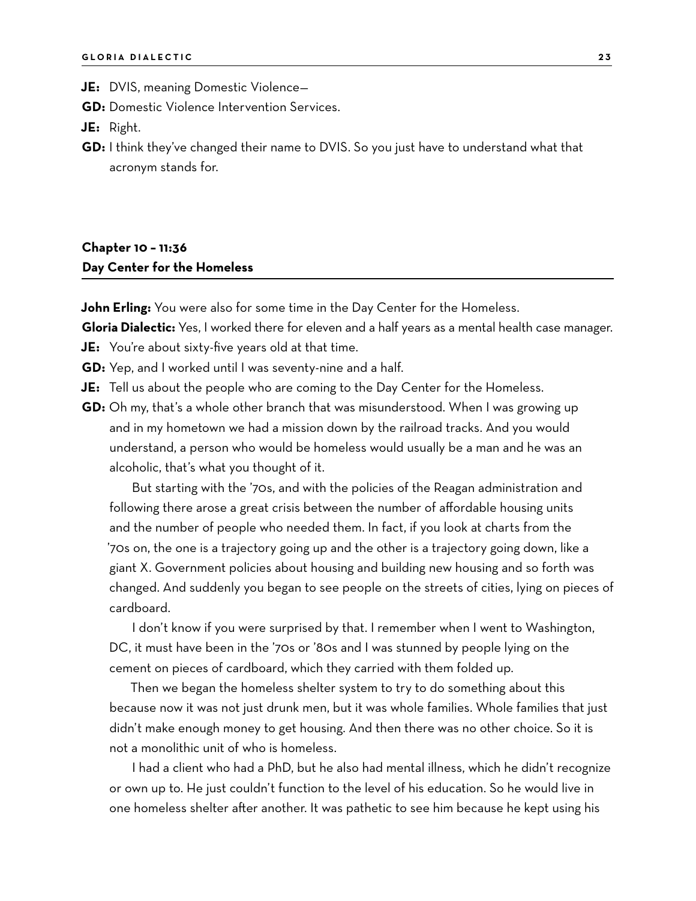**JE:** DVIS, meaning Domestic Violence—

**GD:** Domestic Violence Intervention Services.

**JE:** Right.

**GD:** I think they've changed their name to DVIS. So you just have to understand what that acronym stands for.

## Chapter 10 – 11:36
## Day Center for the Homeless

**John Erling:** You were also for some time in the Day Center for the Homeless.

**Gloria Dialectic:** Yes, I worked there for eleven and a half years as a mental health case manager.

**JE:** You're about sixty-five years old at that time.

**GD:** Yep, and I worked until I was seventy-nine and a half.

**JE:** Tell us about the people who are coming to the Day Center for the Homeless.

**GD:** Oh my, that's a whole other branch that was misunderstood. When I was growing up and in my hometown we had a mission down by the railroad tracks. And you would understand, a person who would be homeless would usually be a man and he was an alcoholic, that's what you thought of it.

But starting with the '70s, and with the policies of the Reagan administration and following there arose a great crisis between the number of affordable housing units and the number of people who needed them. In fact, if you look at charts from the '70s on, the one is a trajectory going up and the other is a trajectory going down, like a giant X. Government policies about housing and building new housing and so forth was changed. And suddenly you began to see people on the streets of cities, lying on pieces of cardboard.

I don't know if you were surprised by that. I remember when I went to Washington, DC, it must have been in the '70s or '80s and I was stunned by people lying on the cement on pieces of cardboard, which they carried with them folded up.

Then we began the homeless shelter system to try to do something about this because now it was not just drunk men, but it was whole families. Whole families that just didn't make enough money to get housing. And then there was no other choice. So it is not a monolithic unit of who is homeless.

I had a client who had a PhD, but he also had mental illness, which he didn't recognize or own up to. He just couldn't function to the level of his education. So he would live in one homeless shelter after another. It was pathetic to see him because he kept using his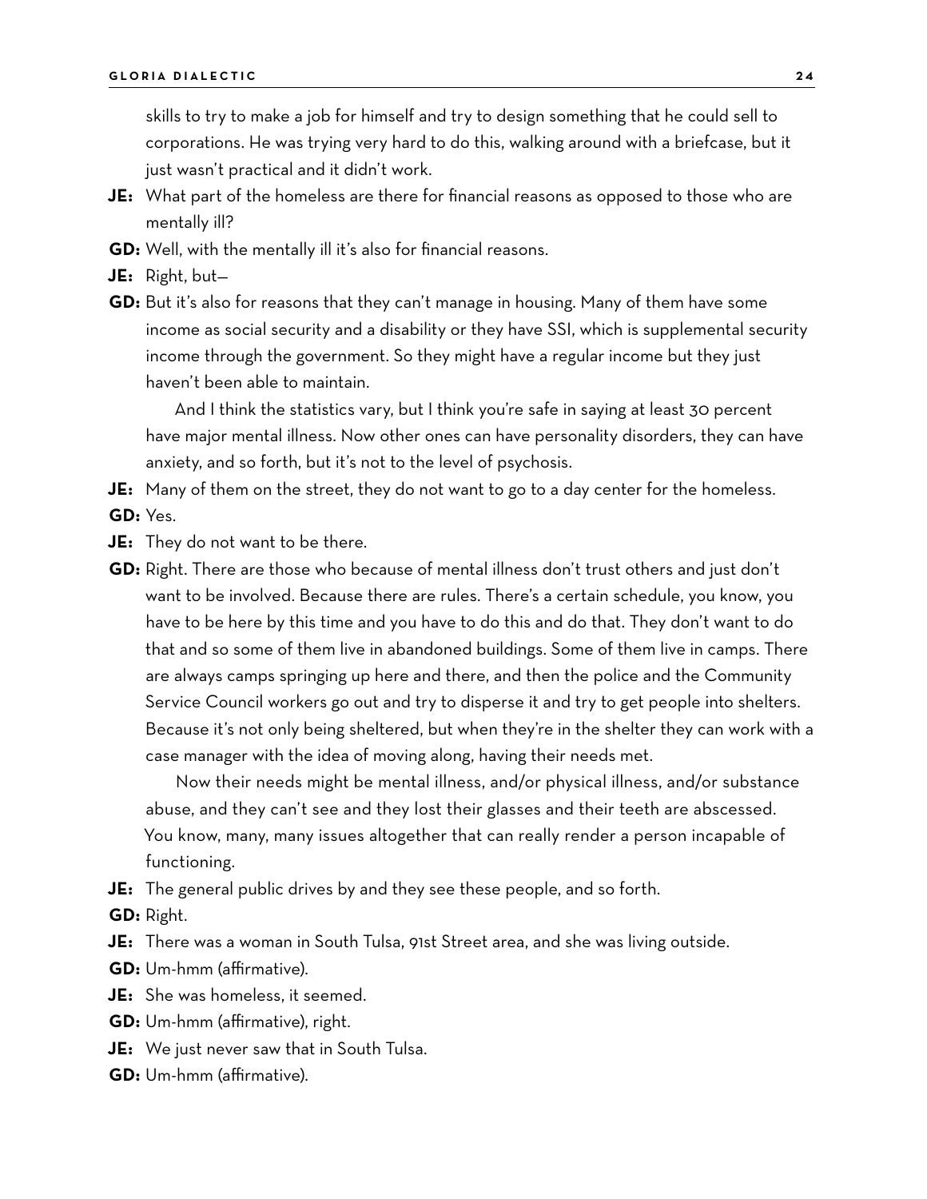skills to try to make a job for himself and try to design something that he could sell to corporations. He was trying very hard to do this, walking around with a briefcase, but it just wasn't practical and it didn't work.

**JE:** What part of the homeless are there for financial reasons as opposed to those who are mentally ill?

**GD:** Well, with the mentally ill it's also for financial reasons.

**JE:** Right, but—

**GD:** But it's also for reasons that they can't manage in housing. Many of them have some income as social security and a disability or they have SSI, which is supplemental security income through the government. So they might have a regular income but they just haven't been able to maintain.

And I think the statistics vary, but I think you're safe in saying at least 30 percent have major mental illness. Now other ones can have personality disorders, they can have anxiety, and so forth, but it's not to the level of psychosis.

**JE:** Many of them on the street, they do not want to go to a day center for the homeless.

**GD:** Yes.

**JE:** They do not want to be there.

**GD:** Right. There are those who because of mental illness don't trust others and just don't want to be involved. Because there are rules. There's a certain schedule, you know, you have to be here by this time and you have to do this and do that. They don't want to do that and so some of them live in abandoned buildings. Some of them live in camps. There are always camps springing up here and there, and then the police and the Community Service Council workers go out and try to disperse it and try to get people into shelters. Because it's not only being sheltered, but when they're in the shelter they can work with a case manager with the idea of moving along, having their needs met.

Now their needs might be mental illness, and/or physical illness, and/or substance abuse, and they can't see and they lost their glasses and their teeth are abscessed. You know, many, many issues altogether that can really render a person incapable of functioning.

**JE:** The general public drives by and they see these people, and so forth.

**GD:** Right.

**JE:** There was a woman in South Tulsa, 91st Street area, and she was living outside.

**GD:** Um-hmm (affirmative).

**JE:** She was homeless, it seemed.

**GD:** Um-hmm (affirmative), right.

**JE:** We just never saw that in South Tulsa.

**GD:** Um-hmm (affirmative).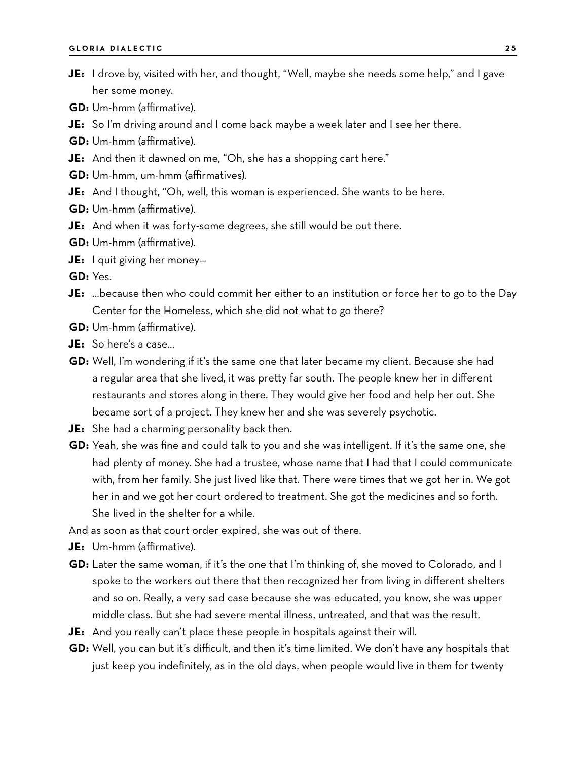**JE:** I drove by, visited with her, and thought, "Well, maybe she needs some help," and I gave her some money.

**GD:** Um-hmm (affirmative).

**JE:** So I'm driving around and I come back maybe a week later and I see her there.

**GD:** Um-hmm (affirmative).

**JE:** And then it dawned on me, "Oh, she has a shopping cart here."

**GD:** Um-hmm, um-hmm (affirmatives).

**JE:** And I thought, "Oh, well, this woman is experienced. She wants to be here.

**GD:** Um-hmm (affirmative).

**JE:** And when it was forty-some degrees, she still would be out there.

**GD:** Um-hmm (affirmative).

**JE:** I quit giving her money—

**GD:** Yes.

**JE:** ...because then who could commit her either to an institution or force her to go to the Day Center for the Homeless, which she did not what to go there?

**GD:** Um-hmm (affirmative).

**JE:** So here's a case...

**GD:** Well, I'm wondering if it's the same one that later became my client. Because she had a regular area that she lived, it was pretty far south. The people knew her in different restaurants and stores along in there. They would give her food and help her out. She became sort of a project. They knew her and she was severely psychotic.

**JE:** She had a charming personality back then.

**GD:** Yeah, she was fine and could talk to you and she was intelligent. If it's the same one, she had plenty of money. She had a trustee, whose name that I had that I could communicate with, from her family. She just lived like that. There were times that we got her in. We got her in and we got her court ordered to treatment. She got the medicines and so forth. She lived in the shelter for a while.

And as soon as that court order expired, she was out of there.

**JE:** Um-hmm (affirmative).

**GD:** Later the same woman, if it's the one that I'm thinking of, she moved to Colorado, and I spoke to the workers out there that then recognized her from living in different shelters and so on. Really, a very sad case because she was educated, you know, she was upper middle class. But she had severe mental illness, untreated, and that was the result.

**JE:** And you really can't place these people in hospitals against their will.

**GD:** Well, you can but it's difficult, and then it's time limited. We don't have any hospitals that just keep you indefinitely, as in the old days, when people would live in them for twenty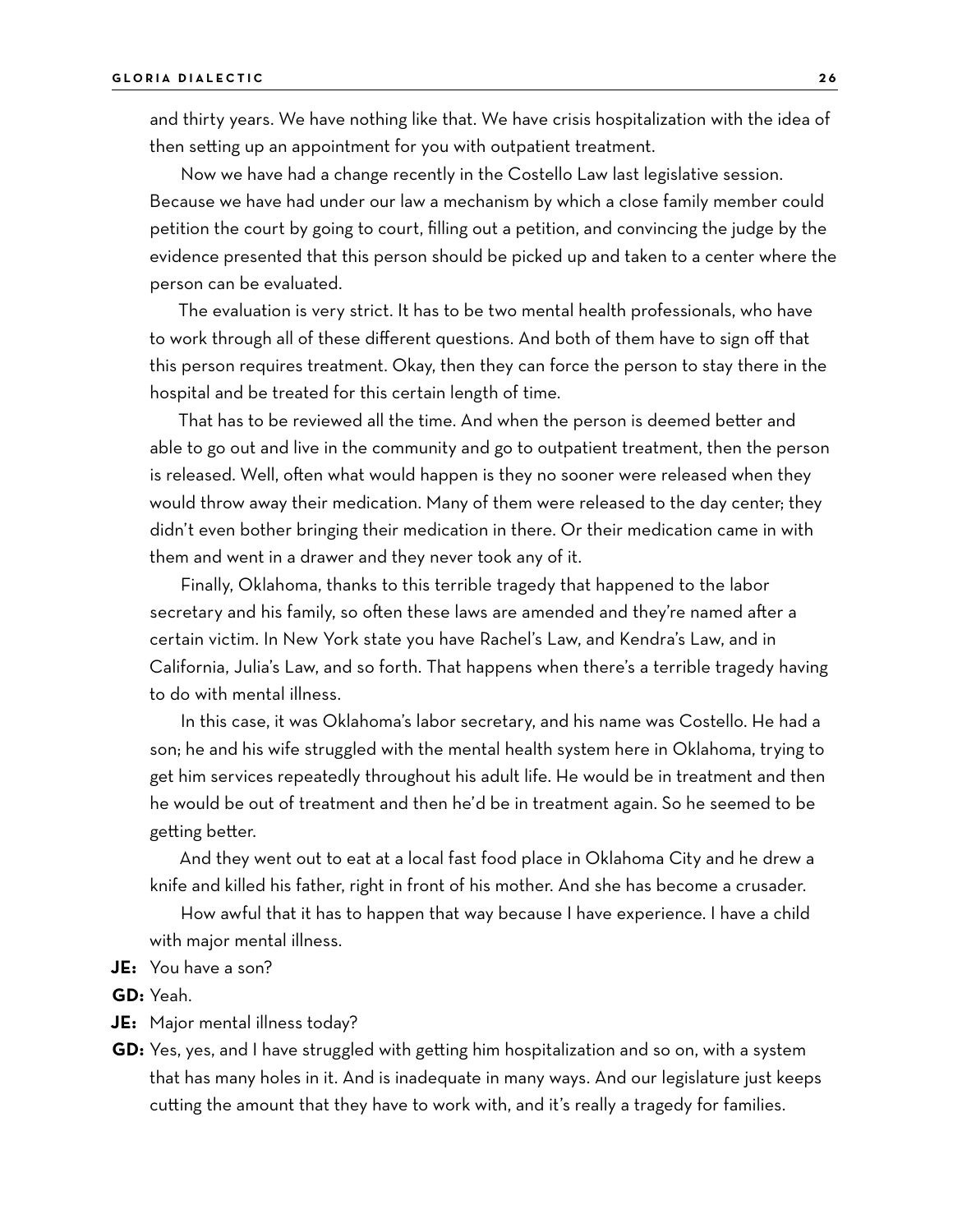and thirty years. We have nothing like that. We have crisis hospitalization with the idea of then setting up an appointment for you with outpatient treatment.

Now we have had a change recently in the Costello Law last legislative session. Because we have had under our law a mechanism by which a close family member could petition the court by going to court, filling out a petition, and convincing the judge by the evidence presented that this person should be picked up and taken to a center where the person can be evaluated.

The evaluation is very strict. It has to be two mental health professionals, who have to work through all of these different questions. And both of them have to sign off that this person requires treatment. Okay, then they can force the person to stay there in the hospital and be treated for this certain length of time.

That has to be reviewed all the time. And when the person is deemed better and able to go out and live in the community and go to outpatient treatment, then the person is released. Well, often what would happen is they no sooner were released when they would throw away their medication. Many of them were released to the day center; they didn't even bother bringing their medication in there. Or their medication came in with them and went in a drawer and they never took any of it.

Finally, Oklahoma, thanks to this terrible tragedy that happened to the labor secretary and his family, so often these laws are amended and they're named after a certain victim. In New York state you have Rachel's Law, and Kendra's Law, and in California, Julia's Law, and so forth. That happens when there's a terrible tragedy having to do with mental illness.

In this case, it was Oklahoma's labor secretary, and his name was Costello. He had a son; he and his wife struggled with the mental health system here in Oklahoma, trying to get him services repeatedly throughout his adult life. He would be in treatment and then he would be out of treatment and then he'd be in treatment again. So he seemed to be getting better.

And they went out to eat at a local fast food place in Oklahoma City and he drew a knife and killed his father, right in front of his mother. And she has become a crusader.

How awful that it has to happen that way because I have experience. I have a child with major mental illness.

**JE:** You have a son?

**GD:** Yeah.

**JE:** Major mental illness today?

**GD:** Yes, yes, and I have struggled with getting him hospitalization and so on, with a system that has many holes in it. And is inadequate in many ways. And our legislature just keeps cutting the amount that they have to work with, and it's really a tragedy for families.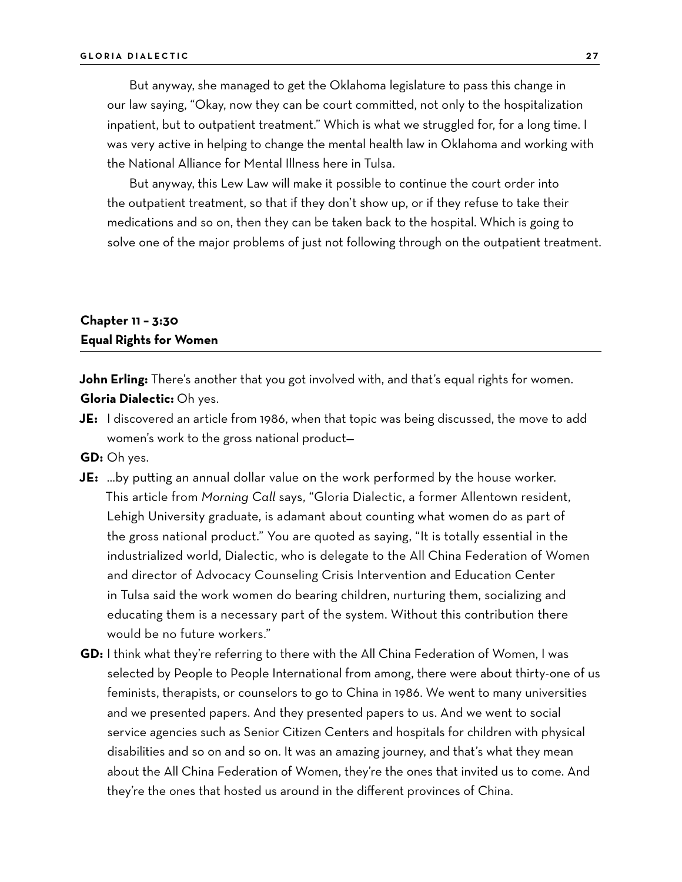But anyway, she managed to get the Oklahoma legislature to pass this change in our law saying, "Okay, now they can be court committed, not only to the hospitalization inpatient, but to outpatient treatment." Which is what we struggled for, for a long time. I was very active in helping to change the mental health law in Oklahoma and working with the National Alliance for Mental Illness here in Tulsa.

But anyway, this Lew Law will make it possible to continue the court order into the outpatient treatment, so that if they don't show up, or if they refuse to take their medications and so on, then they can be taken back to the hospital. Which is going to solve one of the major problems of just not following through on the outpatient treatment.

## Chapter 11 – 3:30
## Equal Rights for Women

**John Erling:** There's another that you got involved with, and that's equal rights for women.

**Gloria Dialectic:** Oh yes.

**JE:** I discovered an article from 1986, when that topic was being discussed, the move to add women's work to the gross national product—

**GD:** Oh yes.

**JE:** ...by putting an annual dollar value on the work performed by the house worker. This article from *Morning Call* says, "Gloria Dialectic, a former Allentown resident, Lehigh University graduate, is adamant about counting what women do as part of the gross national product." You are quoted as saying, "It is totally essential in the industrialized world, Dialectic, who is delegate to the All China Federation of Women and director of Advocacy Counseling Crisis Intervention and Education Center in Tulsa said the work women do bearing children, nurturing them, socializing and educating them is a necessary part of the system. Without this contribution there would be no future workers."

**GD:** I think what they're referring to there with the All China Federation of Women, I was selected by People to People International from among, there were about thirty-one of us feminists, therapists, or counselors to go to China in 1986. We went to many universities and we presented papers. And they presented papers to us. And we went to social service agencies such as Senior Citizen Centers and hospitals for children with physical disabilities and so on and so on. It was an amazing journey, and that's what they mean about the All China Federation of Women, they're the ones that invited us to come. And they're the ones that hosted us around in the different provinces of China.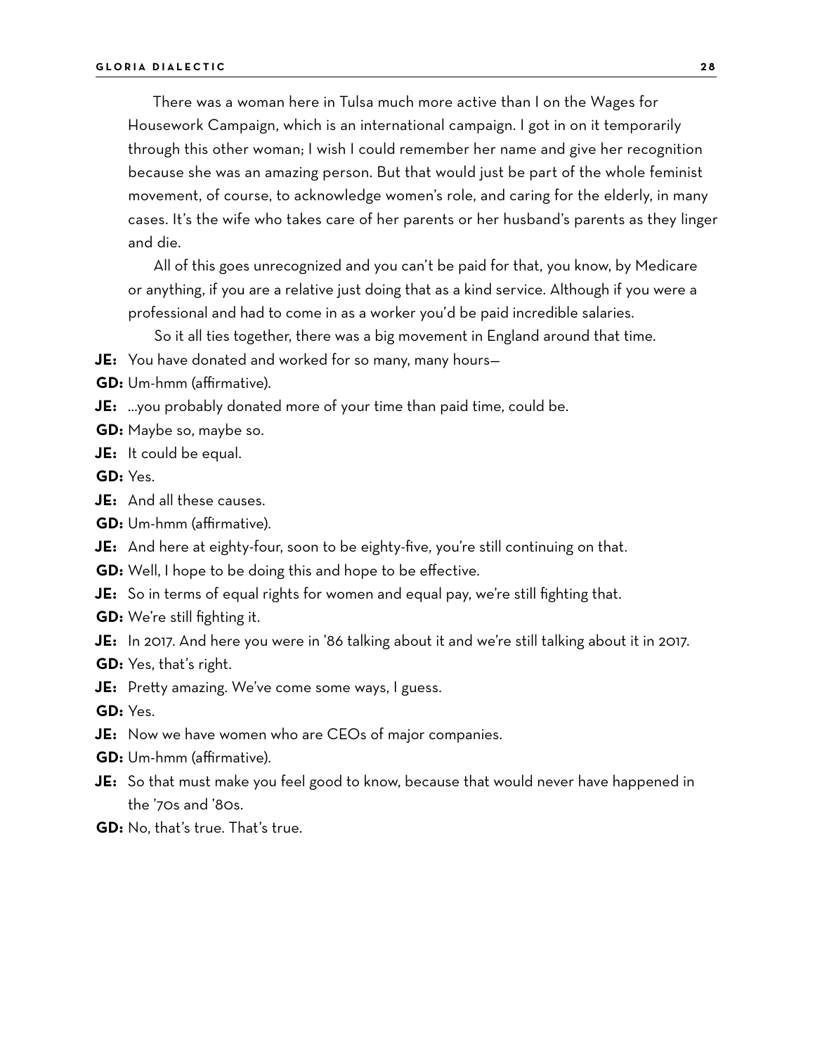There was a woman here in Tulsa much more active than I on the Wages for Housework Campaign, which is an international campaign. I got in on it temporarily through this other woman; I wish I could remember her name and give her recognition because she was an amazing person. But that would just be part of the whole feminist movement, of course, to acknowledge women's role, and caring for the elderly, in many cases. It's the wife who takes care of her parents or her husband's parents as they linger and die.

All of this goes unrecognized and you can't be paid for that, you know, by Medicare or anything, if you are a relative just doing that as a kind service. Although if you were a professional and had to come in as a worker you'd be paid incredible salaries.

So it all ties together, there was a big movement in England around that time.

**JE:** You have donated and worked for so many, many hours—

**GD:** Um-hmm (affirmative).

**JE:** ...you probably donated more of your time than paid time, could be.

**GD:** Maybe so, maybe so.

**JE:** It could be equal.

**GD:** Yes.

**JE:** And all these causes.

**GD:** Um-hmm (affirmative).

**JE:** And here at eighty-four, soon to be eighty-five, you're still continuing on that.

**GD:** Well, I hope to be doing this and hope to be effective.

**JE:** So in terms of equal rights for women and equal pay, we're still fighting that.

**GD:** We're still fighting it.

**JE:** In 2017. And here you were in '86 talking about it and we're still talking about it in 2017.

**GD:** Yes, that's right.

**JE:** Pretty amazing. We've come some ways, I guess.

**GD:** Yes.

**JE:** Now we have women who are CEOs of major companies.

**GD:** Um-hmm (affirmative).

**JE:** So that must make you feel good to know, because that would never have happened in the '70s and '80s.

**GD:** No, that's true. That's true.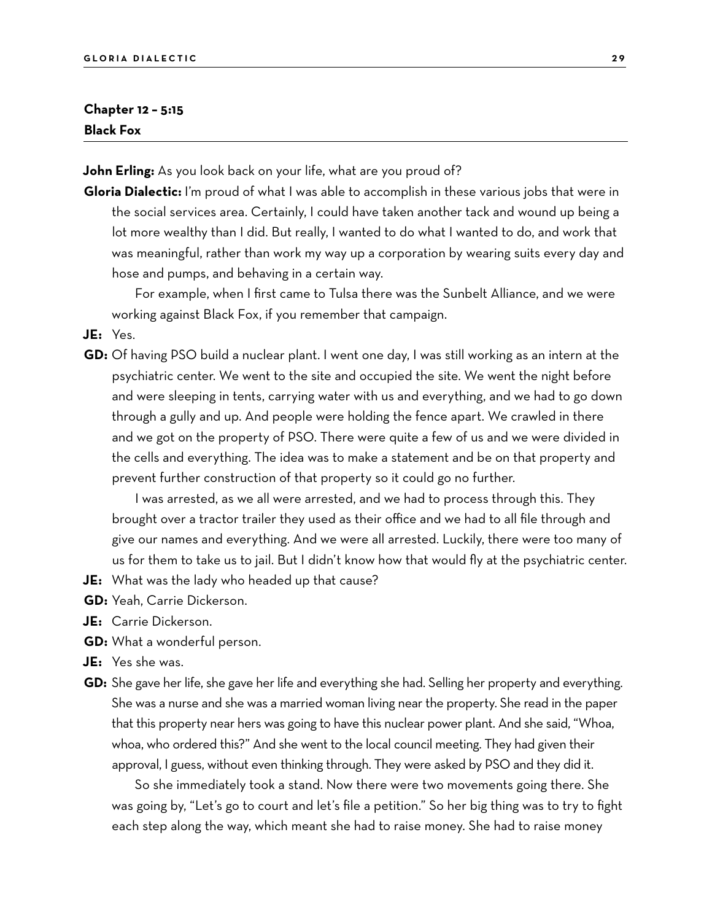## Chapter 12 – 5:15
## Black Fox

**John Erling:** As you look back on your life, what are you proud of?

**Gloria Dialectic:** I'm proud of what I was able to accomplish in these various jobs that were in the social services area. Certainly, I could have taken another tack and wound up being a lot more wealthy than I did. But really, I wanted to do what I wanted to do, and work that was meaningful, rather than work my way up a corporation by wearing suits every day and hose and pumps, and behaving in a certain way.

For example, when I first came to Tulsa there was the Sunbelt Alliance, and we were working against Black Fox, if you remember that campaign.

**JE:** Yes.

**GD:** Of having PSO build a nuclear plant. I went one day, I was still working as an intern at the psychiatric center. We went to the site and occupied the site. We went the night before and were sleeping in tents, carrying water with us and everything, and we had to go down through a gully and up. And people were holding the fence apart. We crawled in there and we got on the property of PSO. There were quite a few of us and we were divided in the cells and everything. The idea was to make a statement and be on that property and prevent further construction of that property so it could go no further.

I was arrested, as we all were arrested, and we had to process through this. They brought over a tractor trailer they used as their office and we had to all file through and give our names and everything. And we were all arrested. Luckily, there were too many of us for them to take us to jail. But I didn't know how that would fly at the psychiatric center.

**JE:** What was the lady who headed up that cause?

**GD:** Yeah, Carrie Dickerson.

**JE:** Carrie Dickerson.

**GD:** What a wonderful person.

**JE:** Yes she was.

**GD:** She gave her life, she gave her life and everything she had. Selling her property and everything. She was a nurse and she was a married woman living near the property. She read in the paper that this property near hers was going to have this nuclear power plant. And she said, "Whoa, whoa, who ordered this?" And she went to the local council meeting. They had given their approval, I guess, without even thinking through. They were asked by PSO and they did it.

So she immediately took a stand. Now there were two movements going there. She was going by, "Let's go to court and let's file a petition." So her big thing was to try to fight each step along the way, which meant she had to raise money. She had to raise money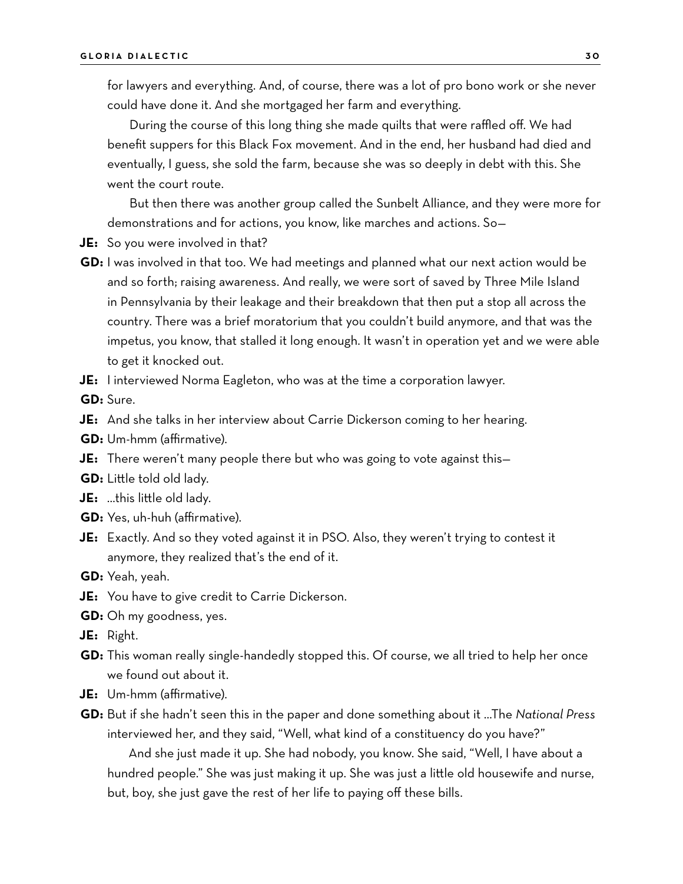for lawyers and everything. And, of course, there was a lot of pro bono work or she never could have done it. And she mortgaged her farm and everything.

During the course of this long thing she made quilts that were raffled off. We had benefit suppers for this Black Fox movement. And in the end, her husband had died and eventually, I guess, she sold the farm, because she was so deeply in debt with this. She went the court route.

But then there was another group called the Sunbelt Alliance, and they were more for demonstrations and for actions, you know, like marches and actions. So—

**JE:** So you were involved in that?

**GD:** I was involved in that too. We had meetings and planned what our next action would be and so forth; raising awareness. And really, we were sort of saved by Three Mile Island in Pennsylvania by their leakage and their breakdown that then put a stop all across the country. There was a brief moratorium that you couldn't build anymore, and that was the impetus, you know, that stalled it long enough. It wasn't in operation yet and we were able to get it knocked out.

**JE:** I interviewed Norma Eagleton, who was at the time a corporation lawyer.

**GD:** Sure.

**JE:** And she talks in her interview about Carrie Dickerson coming to her hearing.

**GD:** Um-hmm (affirmative).

**JE:** There weren't many people there but who was going to vote against this—

**GD:** Little told old lady.

**JE:** …this little old lady.

**GD:** Yes, uh-huh (affirmative).

**JE:** Exactly. And so they voted against it in PSO. Also, they weren't trying to contest it anymore, they realized that's the end of it.

**GD:** Yeah, yeah.

**JE:** You have to give credit to Carrie Dickerson.

**GD:** Oh my goodness, yes.

**JE:** Right.

**GD:** This woman really single-handedly stopped this. Of course, we all tried to help her once we found out about it.

**JE:** Um-hmm (affirmative).

**GD:** But if she hadn't seen this in the paper and done something about it …The *National Press* interviewed her, and they said, "Well, what kind of a constituency do you have?"

And she just made it up. She had nobody, you know. She said, "Well, I have about a hundred people." She was just making it up. She was just a little old housewife and nurse, but, boy, she just gave the rest of her life to paying off these bills.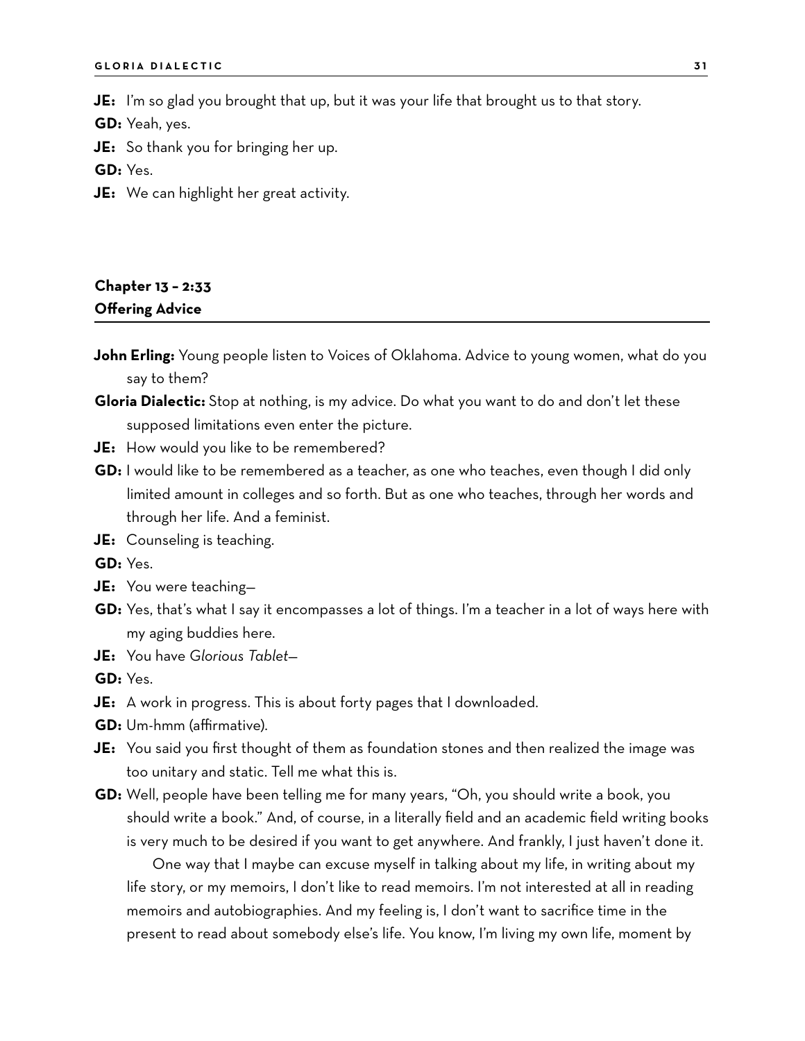**JE:** I'm so glad you brought that up, but it was your life that brought us to that story.

**GD:** Yeah, yes.

**JE:** So thank you for bringing her up.

**GD:** Yes.

**JE:** We can highlight her great activity.

## Chapter 13 – 2:33
## Offering Advice

**John Erling:** Young people listen to Voices of Oklahoma. Advice to young women, what do you say to them?

**Gloria Dialectic:** Stop at nothing, is my advice. Do what you want to do and don't let these supposed limitations even enter the picture.

**JE:** How would you like to be remembered?

**GD:** I would like to be remembered as a teacher, as one who teaches, even though I did only limited amount in colleges and so forth. But as one who teaches, through her words and through her life. And a feminist.

**JE:** Counseling is teaching.

**GD:** Yes.

**JE:** You were teaching—

**GD:** Yes, that's what I say it encompasses a lot of things. I'm a teacher in a lot of ways here with my aging buddies here.

**JE:** You have *Glorious Tablet*—

**GD:** Yes.

**JE:** A work in progress. This is about forty pages that I downloaded.

**GD:** Um-hmm (affirmative).

**JE:** You said you first thought of them as foundation stones and then realized the image was too unitary and static. Tell me what this is.

**GD:** Well, people have been telling me for many years, "Oh, you should write a book, you should write a book." And, of course, in a literally field and an academic field writing books is very much to be desired if you want to get anywhere. And frankly, I just haven't done it.

One way that I maybe can excuse myself in talking about my life, in writing about my life story, or my memoirs, I don't like to read memoirs. I'm not interested at all in reading memoirs and autobiographies. And my feeling is, I don't want to sacrifice time in the present to read about somebody else's life. You know, I'm living my own life, moment by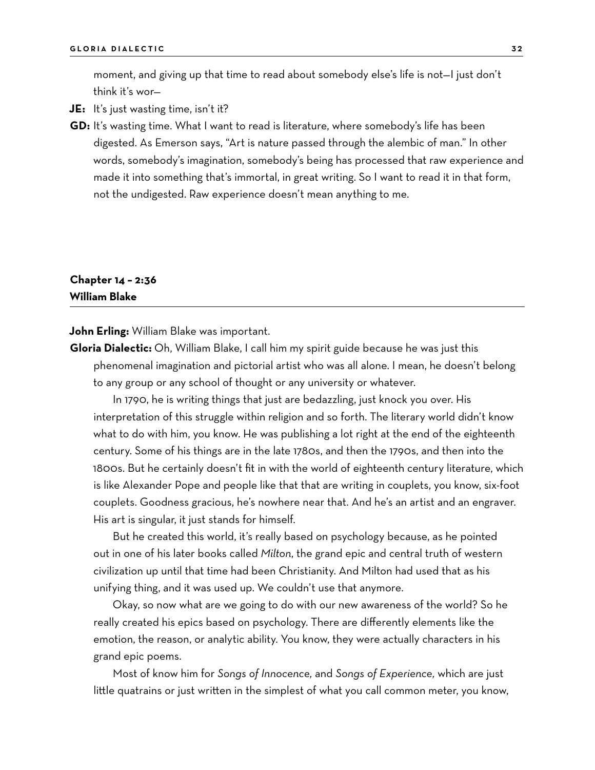moment, and giving up that time to read about somebody else's life is not—I just don't think it's wor—

**JE:** It's just wasting time, isn't it?

**GD:** It's wasting time. What I want to read is literature, where somebody's life has been digested. As Emerson says, "Art is nature passed through the alembic of man." In other words, somebody's imagination, somebody's being has processed that raw experience and made it into something that's immortal, in great writing. So I want to read it in that form, not the undigested. Raw experience doesn't mean anything to me.

## Chapter 14 – 2:36
## William Blake

**John Erling:** William Blake was important.

**Gloria Dialectic:** Oh, William Blake, I call him my spirit guide because he was just this phenomenal imagination and pictorial artist who was all alone. I mean, he doesn't belong to any group or any school of thought or any university or whatever.

In 1790, he is writing things that just are bedazzling, just knock you over. His interpretation of this struggle within religion and so forth. The literary world didn't know what to do with him, you know. He was publishing a lot right at the end of the eighteenth century. Some of his things are in the late 1780s, and then the 1790s, and then into the 1800s. But he certainly doesn't fit in with the world of eighteenth century literature, which is like Alexander Pope and people like that that are writing in couplets, you know, six-foot couplets. Goodness gracious, he's nowhere near that. And he's an artist and an engraver. His art is singular, it just stands for himself.

But he created this world, it's really based on psychology because, as he pointed out in one of his later books called *Milton*, the grand epic and central truth of western civilization up until that time had been Christianity. And Milton had used that as his unifying thing, and it was used up. We couldn't use that anymore.

Okay, so now what are we going to do with our new awareness of the world? So he really created his epics based on psychology. There are differently elements like the emotion, the reason, or analytic ability. You know, they were actually characters in his grand epic poems.

Most of know him for *Songs of Innocence,* and *Songs of Experience,* which are just little quatrains or just written in the simplest of what you call common meter, you know,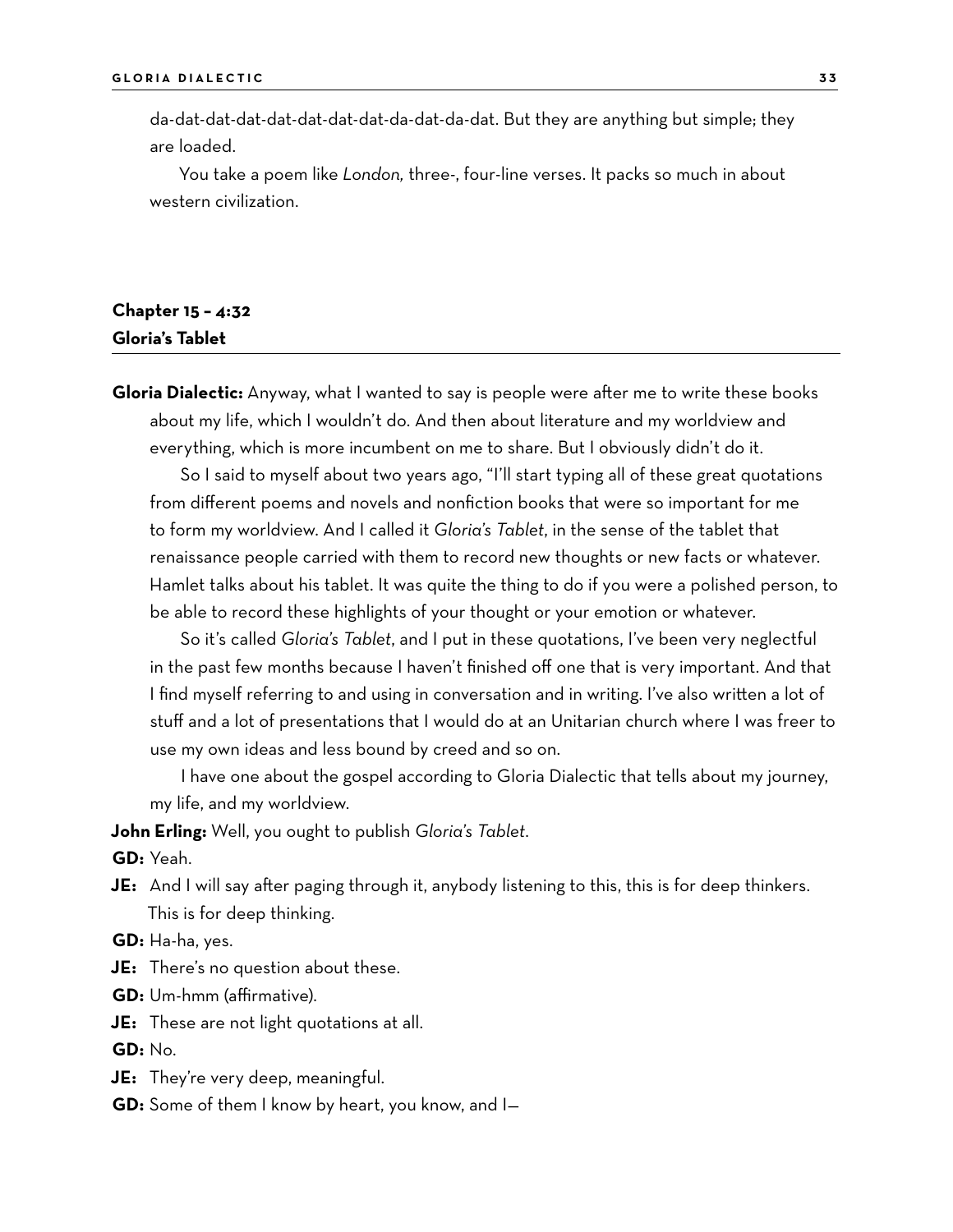da-dat-dat-dat-dat-dat-dat-dat-da-dat-da-dat. But they are anything but simple; they are loaded.

You take a poem like *London,* three-, four-line verses. It packs so much in about western civilization.

## Chapter 15 – 4:32
## Gloria's Tablet

**Gloria Dialectic:** Anyway, what I wanted to say is people were after me to write these books about my life, which I wouldn't do. And then about literature and my worldview and everything, which is more incumbent on me to share. But I obviously didn't do it.

So I said to myself about two years ago, "I'll start typing all of these great quotations from different poems and novels and nonfiction books that were so important for me to form my worldview. And I called it *Gloria's Tablet*, in the sense of the tablet that renaissance people carried with them to record new thoughts or new facts or whatever. Hamlet talks about his tablet. It was quite the thing to do if you were a polished person, to be able to record these highlights of your thought or your emotion or whatever.

So it's called *Gloria's Tablet*, and I put in these quotations, I've been very neglectful in the past few months because I haven't finished off one that is very important. And that I find myself referring to and using in conversation and in writing. I've also written a lot of stuff and a lot of presentations that I would do at an Unitarian church where I was freer to use my own ideas and less bound by creed and so on.

I have one about the gospel according to Gloria Dialectic that tells about my journey, my life, and my worldview.

**John Erling:** Well, you ought to publish *Gloria's Tablet*.

**GD:** Yeah.

**JE:** And I will say after paging through it, anybody listening to this, this is for deep thinkers. This is for deep thinking.

**GD:** Ha-ha, yes.

**JE:** There's no question about these.

**GD:** Um-hmm (affirmative).

**JE:** These are not light quotations at all.

**GD:** No.

**JE:** They're very deep, meaningful.

**GD:** Some of them I know by heart, you know, and I—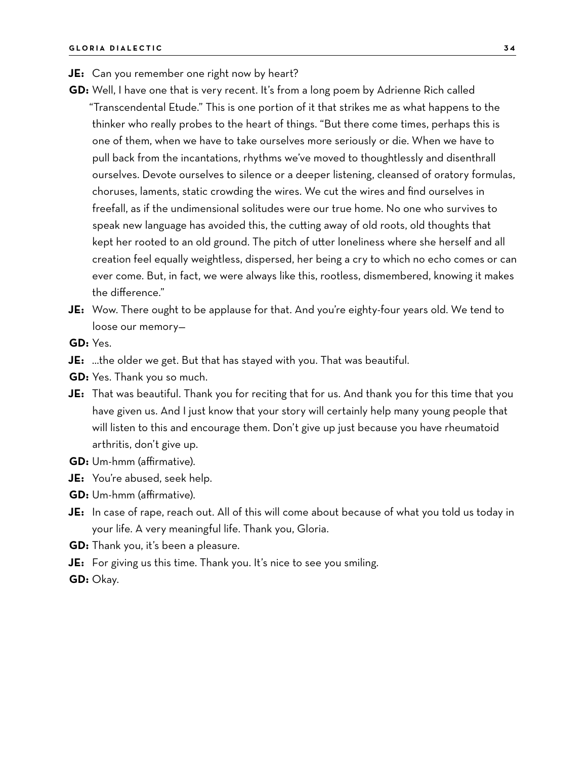**JE:** Can you remember one right now by heart?

**GD:** Well, I have one that is very recent. It's from a long poem by Adrienne Rich called "Transcendental Etude." This is one portion of it that strikes me as what happens to the thinker who really probes to the heart of things. "But there come times, perhaps this is one of them, when we have to take ourselves more seriously or die. When we have to pull back from the incantations, rhythms we've moved to thoughtlessly and disenthrall ourselves. Devote ourselves to silence or a deeper listening, cleansed of oratory formulas, choruses, laments, static crowding the wires. We cut the wires and find ourselves in freefall, as if the undimensional solitudes were our true home. No one who survives to speak new language has avoided this, the cutting away of old roots, old thoughts that kept her rooted to an old ground. The pitch of utter loneliness where she herself and all creation feel equally weightless, dispersed, her being a cry to which no echo comes or can ever come. But, in fact, we were always like this, rootless, dismembered, knowing it makes the difference."

**JE:** Wow. There ought to be applause for that. And you're eighty-four years old. We tend to loose our memory—

**GD:** Yes.

**JE:** …the older we get. But that has stayed with you. That was beautiful.

**GD:** Yes. Thank you so much.

**JE:** That was beautiful. Thank you for reciting that for us. And thank you for this time that you have given us. And I just know that your story will certainly help many young people that will listen to this and encourage them. Don't give up just because you have rheumatoid arthritis, don't give up.

**GD:** Um-hmm (affirmative).

**JE:** You're abused, seek help.

**GD:** Um-hmm (affirmative).

**JE:** In case of rape, reach out. All of this will come about because of what you told us today in your life. A very meaningful life. Thank you, Gloria.

**GD:** Thank you, it's been a pleasure.

**JE:** For giving us this time. Thank you. It's nice to see you smiling.

**GD:** Okay.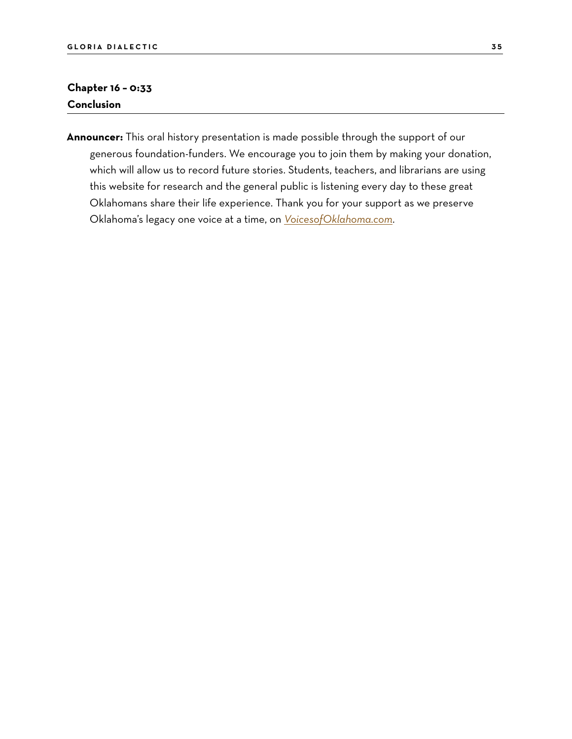## Chapter 16 – 0:33
## Conclusion

**Announcer:** This oral history presentation is made possible through the support of our generous foundation-funders. We encourage you to join them by making your donation, which will allow us to record future stories. Students, teachers, and librarians are using this website for research and the general public is listening every day to these great Oklahomans share their life experience. Thank you for your support as we preserve Oklahoma's legacy one voice at a time, on *VoicesofOklahoma.com*.